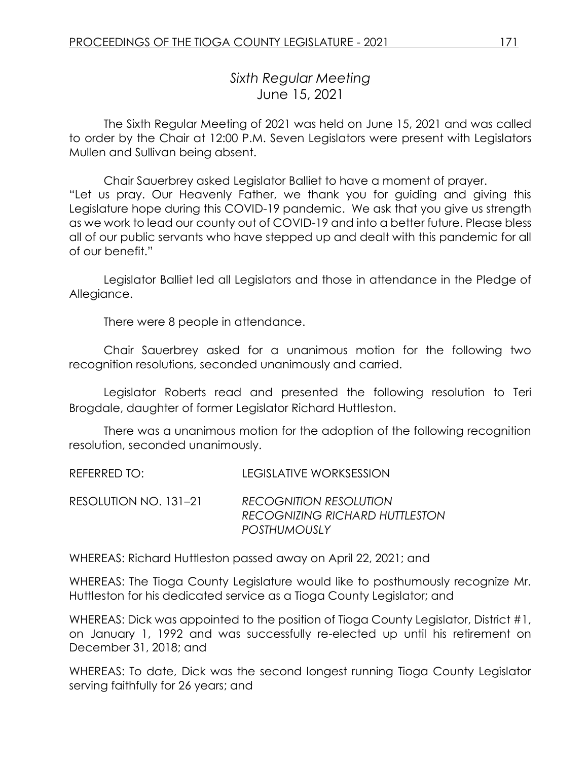# *Sixth Regular Meeting*
## June 15, 2021

The Sixth Regular Meeting of 2021 was held on June 15, 2021 and was called to order by the Chair at 12:00 P.M. Seven Legislators were present with Legislators Mullen and Sullivan being absent.

Chair Sauerbrey asked Legislator Balliet to have a moment of prayer.
"Let us pray. Our Heavenly Father, we thank you for guiding and giving this Legislature hope during this COVID-19 pandemic. We ask that you give us strength as we work to lead our county out of COVID-19 and into a better future. Please bless all of our public servants who have stepped up and dealt with this pandemic for all of our benefit."

Legislator Balliet led all Legislators and those in attendance in the Pledge of Allegiance.

There were 8 people in attendance.

Chair Sauerbrey asked for a unanimous motion for the following two recognition resolutions, seconded unanimously and carried.

Legislator Roberts read and presented the following resolution to Teri Brogdale, daughter of former Legislator Richard Huttleston.

There was a unanimous motion for the adoption of the following recognition resolution, seconded unanimously.

REFERRED TO: LEGISLATIVE WORKSESSION

RESOLUTION NO. 131–21 *RECOGNITION RESOLUTION RECOGNIZING RICHARD HUTTLESTON POSTHUMOUSLY*

WHEREAS: Richard Huttleston passed away on April 22, 2021; and

WHEREAS: The Tioga County Legislature would like to posthumously recognize Mr. Huttleston for his dedicated service as a Tioga County Legislator; and

WHEREAS: Dick was appointed to the position of Tioga County Legislator, District #1, on January 1, 1992 and was successfully re-elected up until his retirement on December 31, 2018; and

WHEREAS: To date, Dick was the second longest running Tioga County Legislator serving faithfully for 26 years; and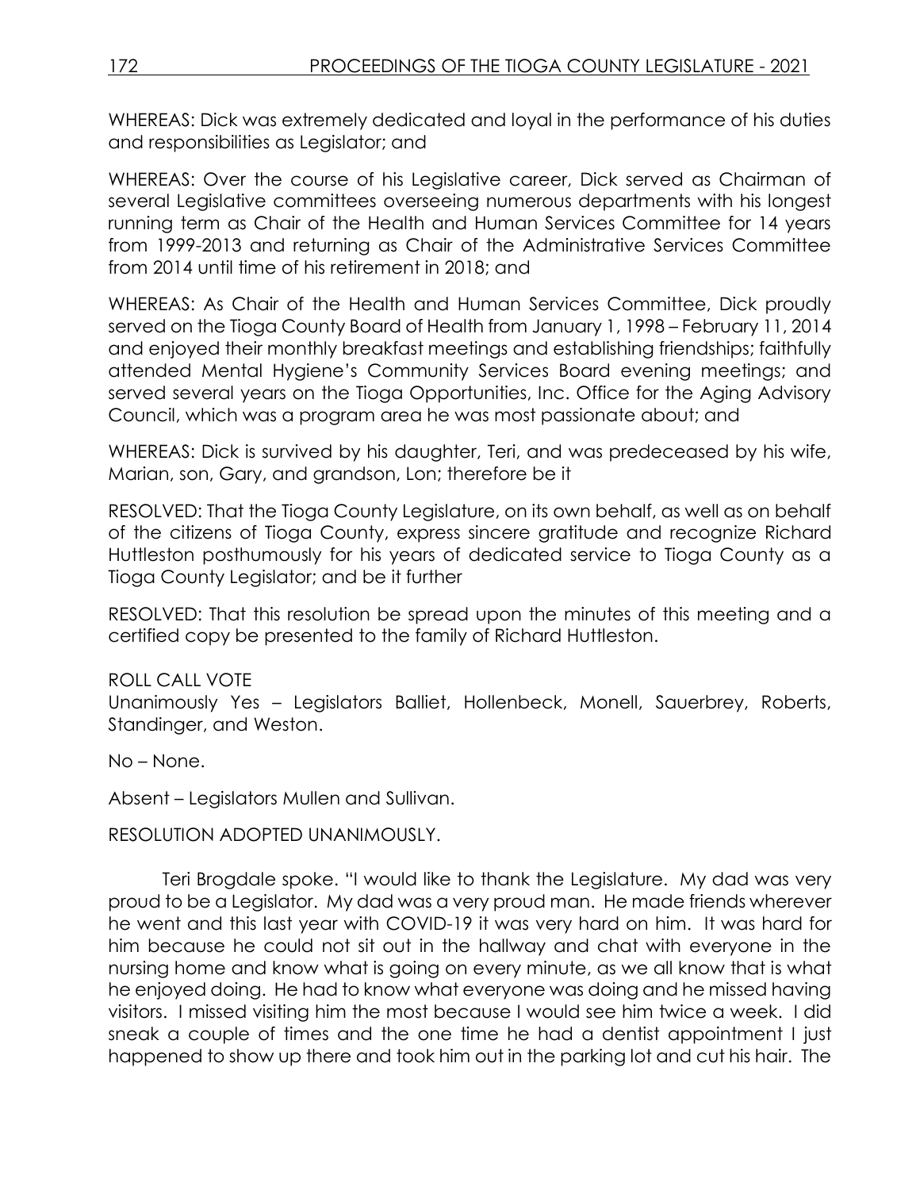WHEREAS: Dick was extremely dedicated and loyal in the performance of his duties and responsibilities as Legislator; and

WHEREAS: Over the course of his Legislative career, Dick served as Chairman of several Legislative committees overseeing numerous departments with his longest running term as Chair of the Health and Human Services Committee for 14 years from 1999-2013 and returning as Chair of the Administrative Services Committee from 2014 until time of his retirement in 2018; and

WHEREAS: As Chair of the Health and Human Services Committee, Dick proudly served on the Tioga County Board of Health from January 1, 1998 – February 11, 2014 and enjoyed their monthly breakfast meetings and establishing friendships; faithfully attended Mental Hygiene's Community Services Board evening meetings; and served several years on the Tioga Opportunities, Inc. Office for the Aging Advisory Council, which was a program area he was most passionate about; and

WHEREAS: Dick is survived by his daughter, Teri, and was predeceased by his wife, Marian, son, Gary, and grandson, Lon; therefore be it

RESOLVED: That the Tioga County Legislature, on its own behalf, as well as on behalf of the citizens of Tioga County, express sincere gratitude and recognize Richard Huttleston posthumously for his years of dedicated service to Tioga County as a Tioga County Legislator; and be it further

RESOLVED: That this resolution be spread upon the minutes of this meeting and a certified copy be presented to the family of Richard Huttleston.

ROLL CALL VOTE
Unanimously Yes – Legislators Balliet, Hollenbeck, Monell, Sauerbrey, Roberts, Standinger, and Weston.

No – None.

Absent – Legislators Mullen and Sullivan.

RESOLUTION ADOPTED UNANIMOUSLY.

Teri Brogdale spoke. "I would like to thank the Legislature. My dad was very proud to be a Legislator. My dad was a very proud man. He made friends wherever he went and this last year with COVID-19 it was very hard on him. It was hard for him because he could not sit out in the hallway and chat with everyone in the nursing home and know what is going on every minute, as we all know that is what he enjoyed doing. He had to know what everyone was doing and he missed having visitors. I missed visiting him the most because I would see him twice a week. I did sneak a couple of times and the one time he had a dentist appointment I just happened to show up there and took him out in the parking lot and cut his hair. The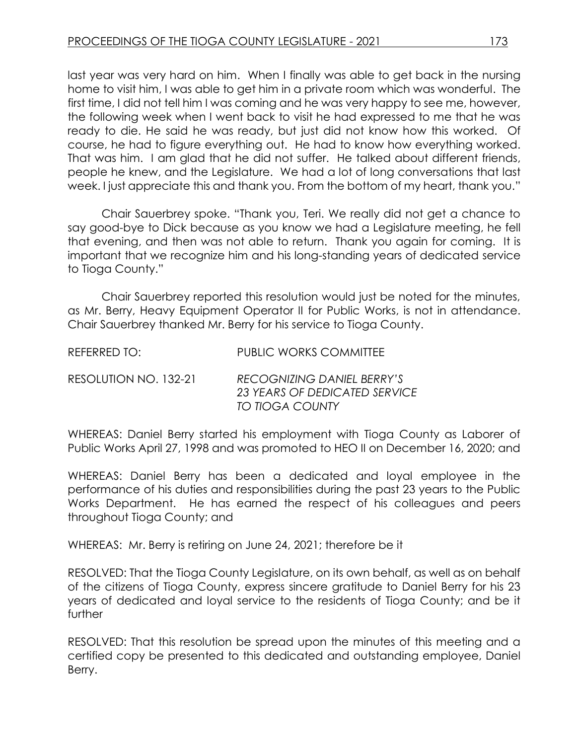last year was very hard on him. When I finally was able to get back in the nursing home to visit him, I was able to get him in a private room which was wonderful. The first time, I did not tell him I was coming and he was very happy to see me, however, the following week when I went back to visit he had expressed to me that he was ready to die. He said he was ready, but just did not know how this worked. Of course, he had to figure everything out. He had to know how everything worked. That was him. I am glad that he did not suffer. He talked about different friends, people he knew, and the Legislature. We had a lot of long conversations that last week. I just appreciate this and thank you. From the bottom of my heart, thank you."

Chair Sauerbrey spoke. "Thank you, Teri. We really did not get a chance to say good-bye to Dick because as you know we had a Legislature meeting, he fell that evening, and then was not able to return. Thank you again for coming. It is important that we recognize him and his long-standing years of dedicated service to Tioga County."

Chair Sauerbrey reported this resolution would just be noted for the minutes, as Mr. Berry, Heavy Equipment Operator II for Public Works, is not in attendance. Chair Sauerbrey thanked Mr. Berry for his service to Tioga County.

REFERRED TO: PUBLIC WORKS COMMITTEE

RESOLUTION NO. 132-21 *RECOGNIZING DANIEL BERRY'S 23 YEARS OF DEDICATED SERVICE TO TIOGA COUNTY*

WHEREAS: Daniel Berry started his employment with Tioga County as Laborer of Public Works April 27, 1998 and was promoted to HEO II on December 16, 2020; and

WHEREAS: Daniel Berry has been a dedicated and loyal employee in the performance of his duties and responsibilities during the past 23 years to the Public Works Department. He has earned the respect of his colleagues and peers throughout Tioga County; and

WHEREAS: Mr. Berry is retiring on June 24, 2021; therefore be it

RESOLVED: That the Tioga County Legislature, on its own behalf, as well as on behalf of the citizens of Tioga County, express sincere gratitude to Daniel Berry for his 23 years of dedicated and loyal service to the residents of Tioga County; and be it further

RESOLVED: That this resolution be spread upon the minutes of this meeting and a certified copy be presented to this dedicated and outstanding employee, Daniel Berry.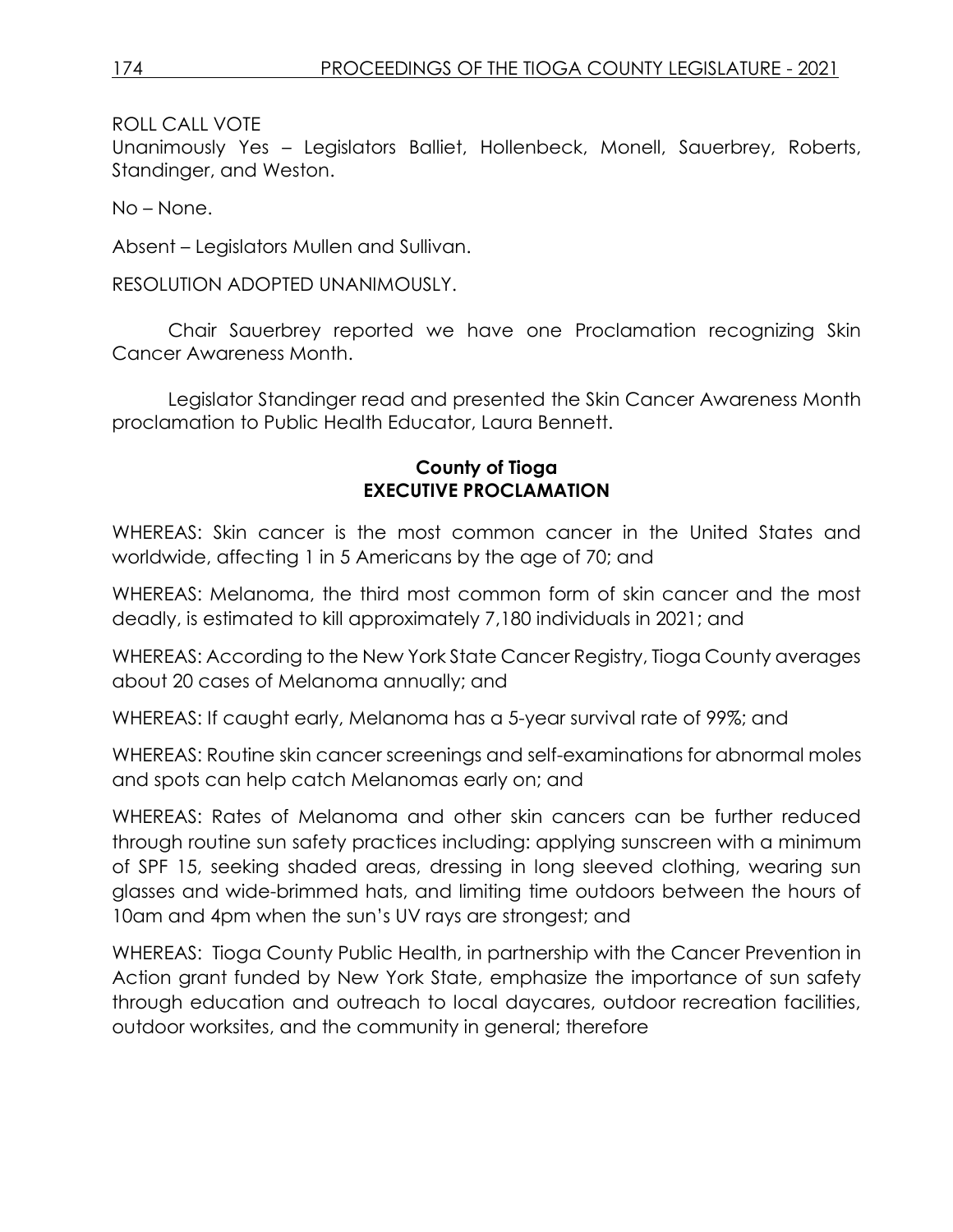ROLL CALL VOTE
Unanimously Yes – Legislators Balliet, Hollenbeck, Monell, Sauerbrey, Roberts, Standinger, and Weston.

No – None.

Absent – Legislators Mullen and Sullivan.

RESOLUTION ADOPTED UNANIMOUSLY.

Chair Sauerbrey reported we have one Proclamation recognizing Skin Cancer Awareness Month.

Legislator Standinger read and presented the Skin Cancer Awareness Month proclamation to Public Health Educator, Laura Bennett.

**County of Tioga**
**EXECUTIVE PROCLAMATION**

WHEREAS: Skin cancer is the most common cancer in the United States and worldwide, affecting 1 in 5 Americans by the age of 70; and

WHEREAS: Melanoma, the third most common form of skin cancer and the most deadly, is estimated to kill approximately 7,180 individuals in 2021; and

WHEREAS: According to the New York State Cancer Registry, Tioga County averages about 20 cases of Melanoma annually; and

WHEREAS: If caught early, Melanoma has a 5-year survival rate of 99%; and

WHEREAS: Routine skin cancer screenings and self-examinations for abnormal moles and spots can help catch Melanomas early on; and

WHEREAS: Rates of Melanoma and other skin cancers can be further reduced through routine sun safety practices including: applying sunscreen with a minimum of SPF 15, seeking shaded areas, dressing in long sleeved clothing, wearing sun glasses and wide-brimmed hats, and limiting time outdoors between the hours of 10am and 4pm when the sun's UV rays are strongest; and

WHEREAS: Tioga County Public Health, in partnership with the Cancer Prevention in Action grant funded by New York State, emphasize the importance of sun safety through education and outreach to local daycares, outdoor recreation facilities, outdoor worksites, and the community in general; therefore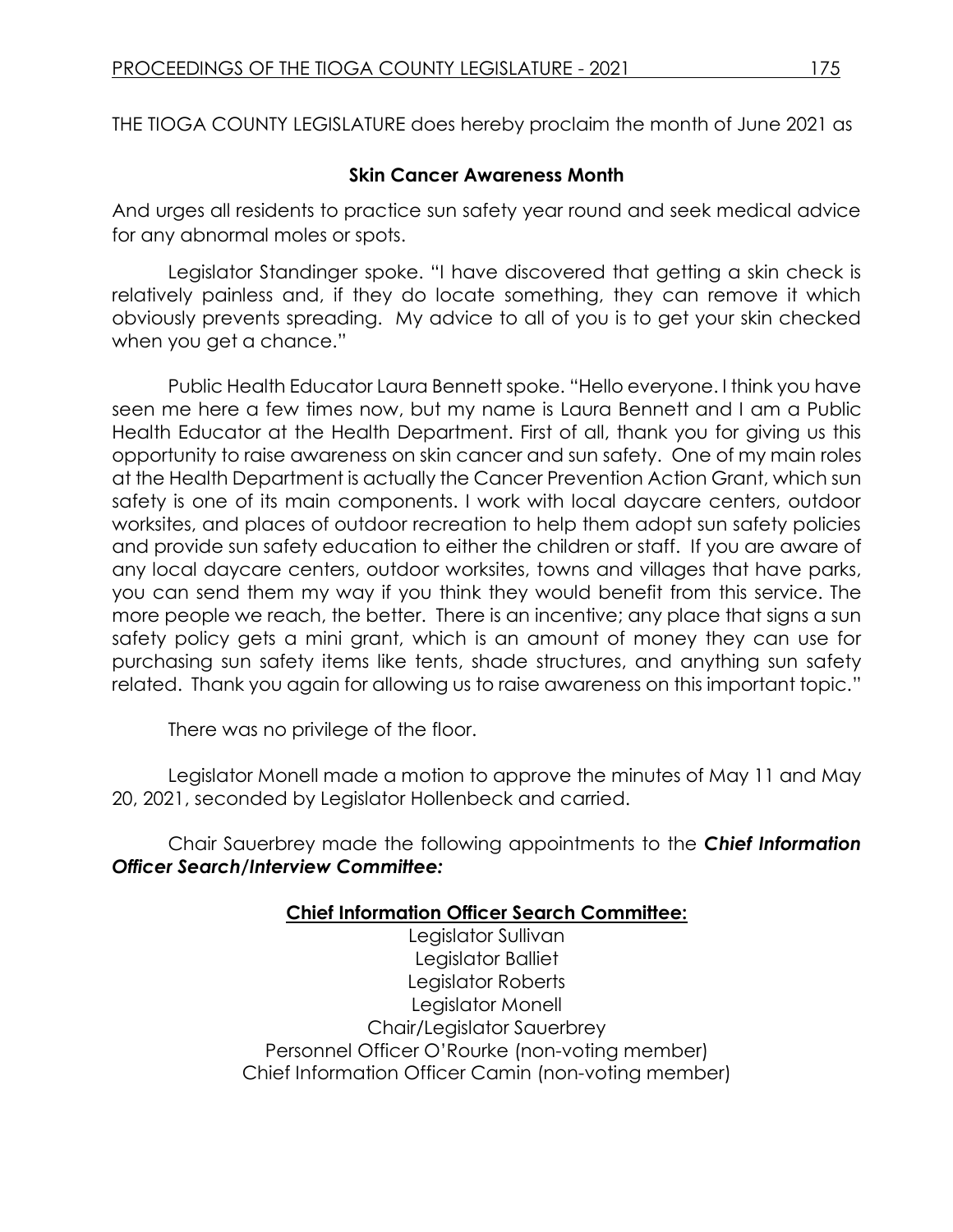THE TIOGA COUNTY LEGISLATURE does hereby proclaim the month of June 2021 as

**Skin Cancer Awareness Month**

And urges all residents to practice sun safety year round and seek medical advice for any abnormal moles or spots.

Legislator Standinger spoke. "I have discovered that getting a skin check is relatively painless and, if they do locate something, they can remove it which obviously prevents spreading. My advice to all of you is to get your skin checked when you get a chance."

Public Health Educator Laura Bennett spoke. "Hello everyone. I think you have seen me here a few times now, but my name is Laura Bennett and I am a Public Health Educator at the Health Department. First of all, thank you for giving us this opportunity to raise awareness on skin cancer and sun safety. One of my main roles at the Health Department is actually the Cancer Prevention Action Grant, which sun safety is one of its main components. I work with local daycare centers, outdoor worksites, and places of outdoor recreation to help them adopt sun safety policies and provide sun safety education to either the children or staff. If you are aware of any local daycare centers, outdoor worksites, towns and villages that have parks, you can send them my way if you think they would benefit from this service. The more people we reach, the better. There is an incentive; any place that signs a sun safety policy gets a mini grant, which is an amount of money they can use for purchasing sun safety items like tents, shade structures, and anything sun safety related. Thank you again for allowing us to raise awareness on this important topic."

There was no privilege of the floor.

Legislator Monell made a motion to approve the minutes of May 11 and May 20, 2021, seconded by Legislator Hollenbeck and carried.

Chair Sauerbrey made the following appointments to the ***Chief Information Officer Search/Interview Committee:***

**Chief Information Officer Search Committee:**

Legislator Sullivan
Legislator Balliet
Legislator Roberts
Legislator Monell
Chair/Legislator Sauerbrey
Personnel Officer O'Rourke (non-voting member)
Chief Information Officer Camin (non-voting member)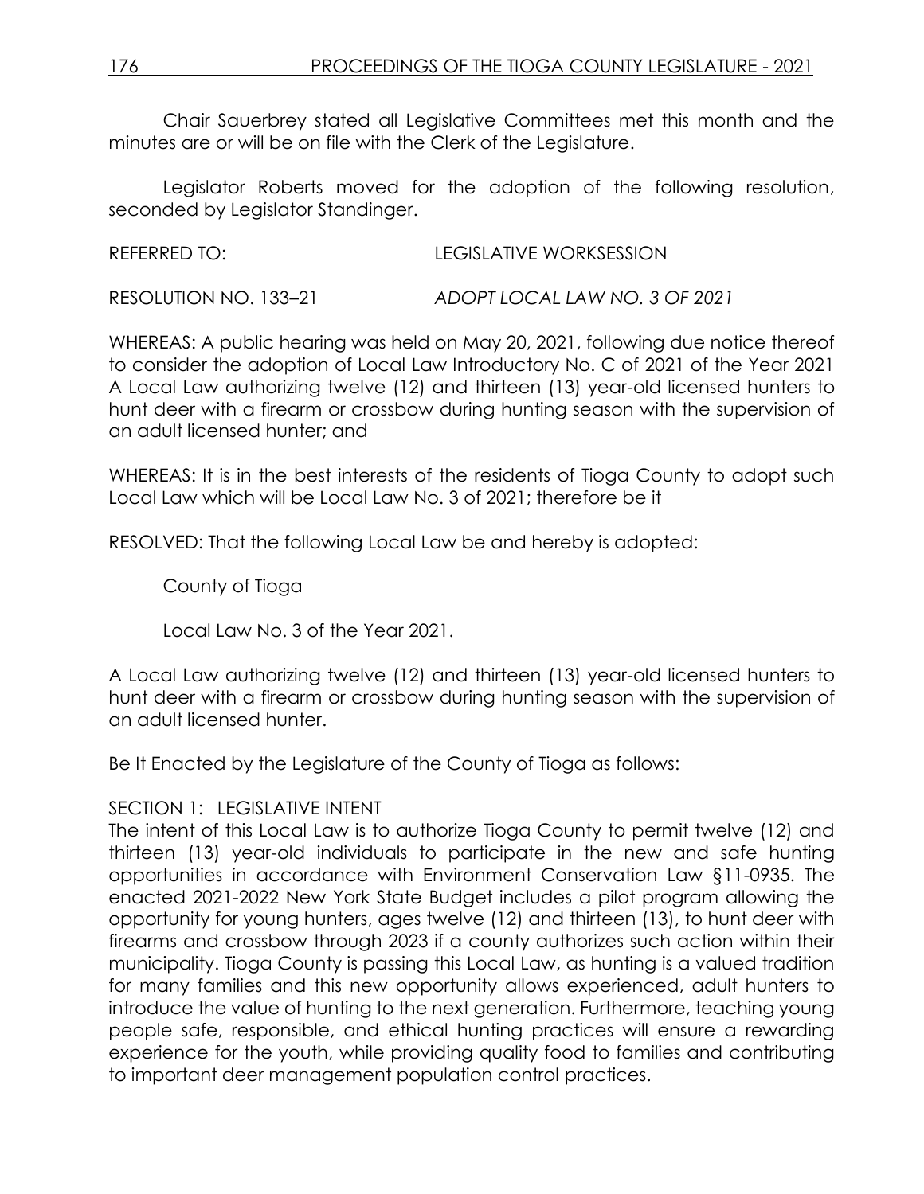Chair Sauerbrey stated all Legislative Committees met this month and the minutes are or will be on file with the Clerk of the Legislature.

Legislator Roberts moved for the adoption of the following resolution, seconded by Legislator Standinger.

REFERRED TO: LEGISLATIVE WORKSESSION

RESOLUTION NO. 133–21 *ADOPT LOCAL LAW NO. 3 OF 2021*

WHEREAS: A public hearing was held on May 20, 2021, following due notice thereof to consider the adoption of Local Law Introductory No. C of 2021 of the Year 2021 A Local Law authorizing twelve (12) and thirteen (13) year-old licensed hunters to hunt deer with a firearm or crossbow during hunting season with the supervision of an adult licensed hunter; and

WHEREAS: It is in the best interests of the residents of Tioga County to adopt such Local Law which will be Local Law No. 3 of 2021; therefore be it

RESOLVED: That the following Local Law be and hereby is adopted:

County of Tioga

Local Law No. 3 of the Year 2021.

A Local Law authorizing twelve (12) and thirteen (13) year-old licensed hunters to hunt deer with a firearm or crossbow during hunting season with the supervision of an adult licensed hunter.

Be It Enacted by the Legislature of the County of Tioga as follows:

SECTION 1: LEGISLATIVE INTENT

The intent of this Local Law is to authorize Tioga County to permit twelve (12) and thirteen (13) year-old individuals to participate in the new and safe hunting opportunities in accordance with Environment Conservation Law §11-0935. The enacted 2021-2022 New York State Budget includes a pilot program allowing the opportunity for young hunters, ages twelve (12) and thirteen (13), to hunt deer with firearms and crossbow through 2023 if a county authorizes such action within their municipality. Tioga County is passing this Local Law, as hunting is a valued tradition for many families and this new opportunity allows experienced, adult hunters to introduce the value of hunting to the next generation. Furthermore, teaching young people safe, responsible, and ethical hunting practices will ensure a rewarding experience for the youth, while providing quality food to families and contributing to important deer management population control practices.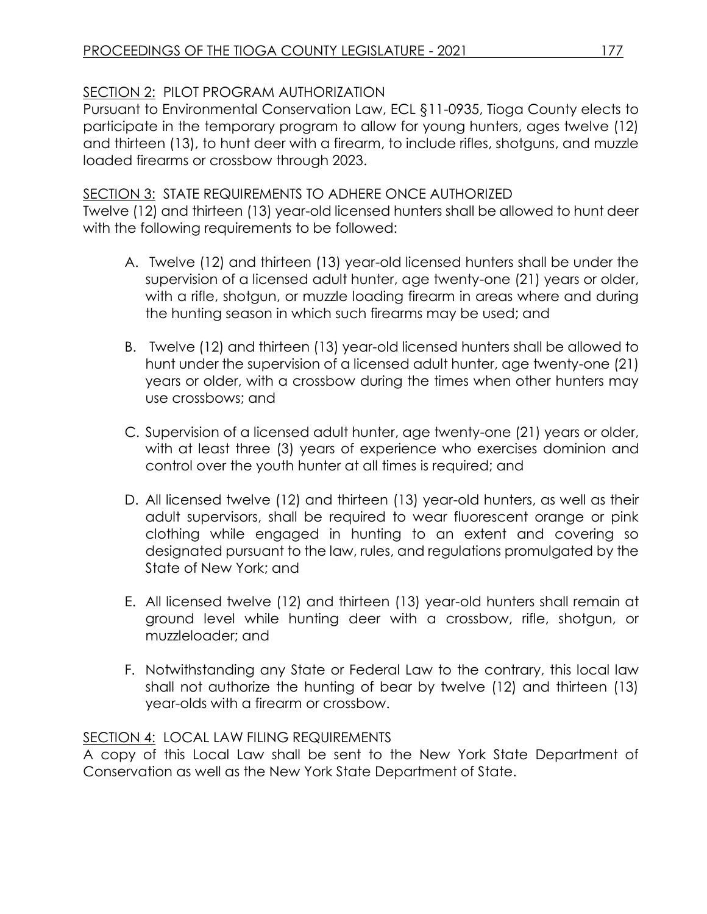SECTION 2: PILOT PROGRAM AUTHORIZATION

Pursuant to Environmental Conservation Law, ECL §11-0935, Tioga County elects to participate in the temporary program to allow for young hunters, ages twelve (12) and thirteen (13), to hunt deer with a firearm, to include rifles, shotguns, and muzzle loaded firearms or crossbow through 2023.

SECTION 3: STATE REQUIREMENTS TO ADHERE ONCE AUTHORIZED

Twelve (12) and thirteen (13) year-old licensed hunters shall be allowed to hunt deer with the following requirements to be followed:

A. Twelve (12) and thirteen (13) year-old licensed hunters shall be under the supervision of a licensed adult hunter, age twenty-one (21) years or older, with a rifle, shotgun, or muzzle loading firearm in areas where and during the hunting season in which such firearms may be used; and

B. Twelve (12) and thirteen (13) year-old licensed hunters shall be allowed to hunt under the supervision of a licensed adult hunter, age twenty-one (21) years or older, with a crossbow during the times when other hunters may use crossbows; and

C. Supervision of a licensed adult hunter, age twenty-one (21) years or older, with at least three (3) years of experience who exercises dominion and control over the youth hunter at all times is required; and

D. All licensed twelve (12) and thirteen (13) year-old hunters, as well as their adult supervisors, shall be required to wear fluorescent orange or pink clothing while engaged in hunting to an extent and covering so designated pursuant to the law, rules, and regulations promulgated by the State of New York; and

E. All licensed twelve (12) and thirteen (13) year-old hunters shall remain at ground level while hunting deer with a crossbow, rifle, shotgun, or muzzleloader; and

F. Notwithstanding any State or Federal Law to the contrary, this local law shall not authorize the hunting of bear by twelve (12) and thirteen (13) year-olds with a firearm or crossbow.

SECTION 4: LOCAL LAW FILING REQUIREMENTS

A copy of this Local Law shall be sent to the New York State Department of Conservation as well as the New York State Department of State.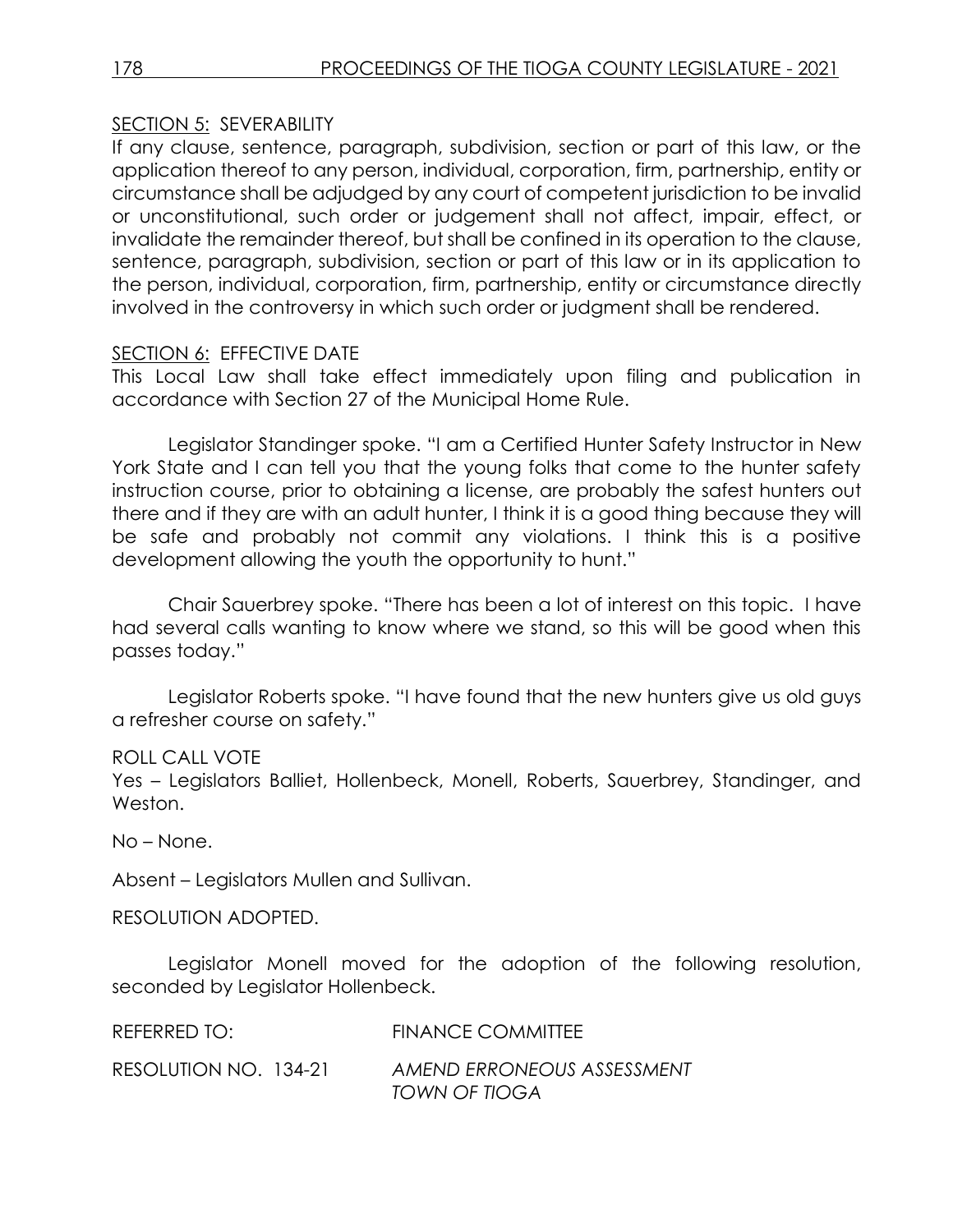SECTION 5: SEVERABILITY

If any clause, sentence, paragraph, subdivision, section or part of this law, or the application thereof to any person, individual, corporation, firm, partnership, entity or circumstance shall be adjudged by any court of competent jurisdiction to be invalid or unconstitutional, such order or judgement shall not affect, impair, effect, or invalidate the remainder thereof, but shall be confined in its operation to the clause, sentence, paragraph, subdivision, section or part of this law or in its application to the person, individual, corporation, firm, partnership, entity or circumstance directly involved in the controversy in which such order or judgment shall be rendered.

SECTION 6: EFFECTIVE DATE

This Local Law shall take effect immediately upon filing and publication in accordance with Section 27 of the Municipal Home Rule.

Legislator Standinger spoke. "I am a Certified Hunter Safety Instructor in New York State and I can tell you that the young folks that come to the hunter safety instruction course, prior to obtaining a license, are probably the safest hunters out there and if they are with an adult hunter, I think it is a good thing because they will be safe and probably not commit any violations. I think this is a positive development allowing the youth the opportunity to hunt."

Chair Sauerbrey spoke. "There has been a lot of interest on this topic. I have had several calls wanting to know where we stand, so this will be good when this passes today."

Legislator Roberts spoke. "I have found that the new hunters give us old guys a refresher course on safety."

ROLL CALL VOTE

Yes – Legislators Balliet, Hollenbeck, Monell, Roberts, Sauerbrey, Standinger, and Weston.

No – None.

Absent – Legislators Mullen and Sullivan.

RESOLUTION ADOPTED.

Legislator Monell moved for the adoption of the following resolution, seconded by Legislator Hollenbeck.

REFERRED TO: FINANCE COMMITTEE

RESOLUTION NO. 134-21 *AMEND ERRONEOUS ASSESSMENT TOWN OF TIOGA*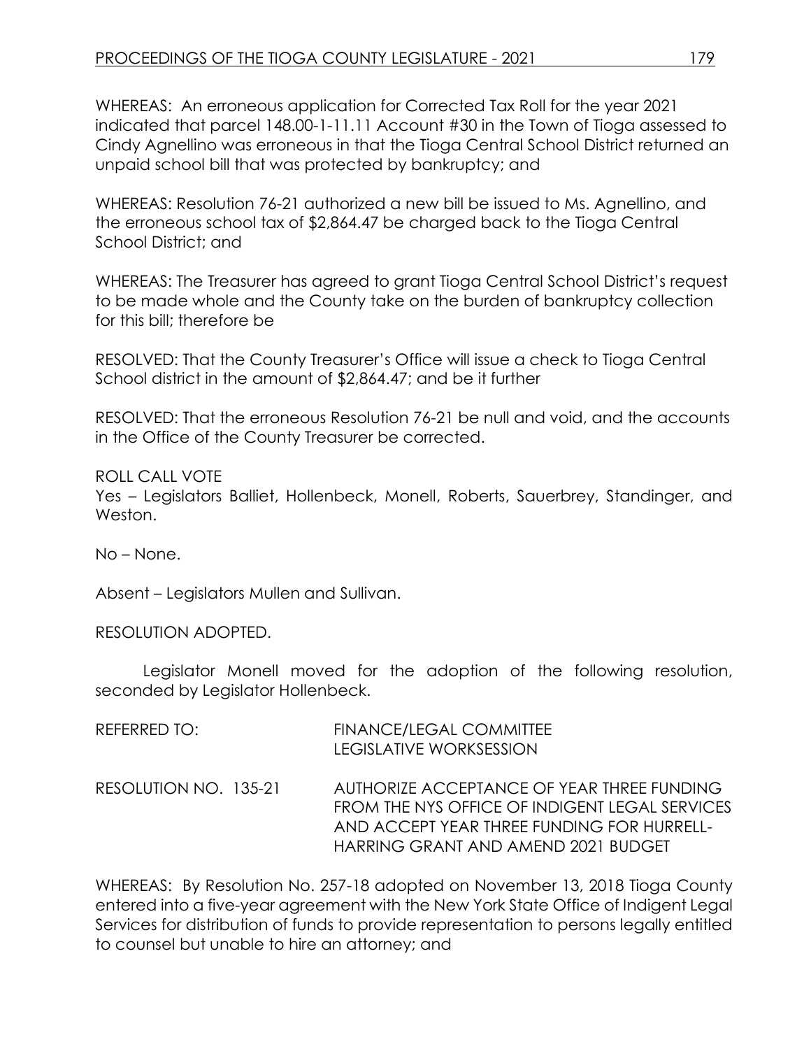WHEREAS: An erroneous application for Corrected Tax Roll for the year 2021 indicated that parcel 148.00-1-11.11 Account #30 in the Town of Tioga assessed to Cindy Agnellino was erroneous in that the Tioga Central School District returned an unpaid school bill that was protected by bankruptcy; and

WHEREAS: Resolution 76-21 authorized a new bill be issued to Ms. Agnellino, and the erroneous school tax of $2,864.47 be charged back to the Tioga Central School District; and

WHEREAS: The Treasurer has agreed to grant Tioga Central School District's request to be made whole and the County take on the burden of bankruptcy collection for this bill; therefore be

RESOLVED: That the County Treasurer's Office will issue a check to Tioga Central School district in the amount of $2,864.47; and be it further

RESOLVED: That the erroneous Resolution 76-21 be null and void, and the accounts in the Office of the County Treasurer be corrected.

ROLL CALL VOTE
Yes – Legislators Balliet, Hollenbeck, Monell, Roberts, Sauerbrey, Standinger, and Weston.

No – None.

Absent – Legislators Mullen and Sullivan.

RESOLUTION ADOPTED.

Legislator Monell moved for the adoption of the following resolution, seconded by Legislator Hollenbeck.

REFERRED TO: FINANCE/LEGAL COMMITTEE
LEGISLATIVE WORKSESSION

RESOLUTION NO. 135-21 AUTHORIZE ACCEPTANCE OF YEAR THREE FUNDING FROM THE NYS OFFICE OF INDIGENT LEGAL SERVICES AND ACCEPT YEAR THREE FUNDING FOR HURRELL-HARRING GRANT AND AMEND 2021 BUDGET

WHEREAS: By Resolution No. 257-18 adopted on November 13, 2018 Tioga County entered into a five-year agreement with the New York State Office of Indigent Legal Services for distribution of funds to provide representation to persons legally entitled to counsel but unable to hire an attorney; and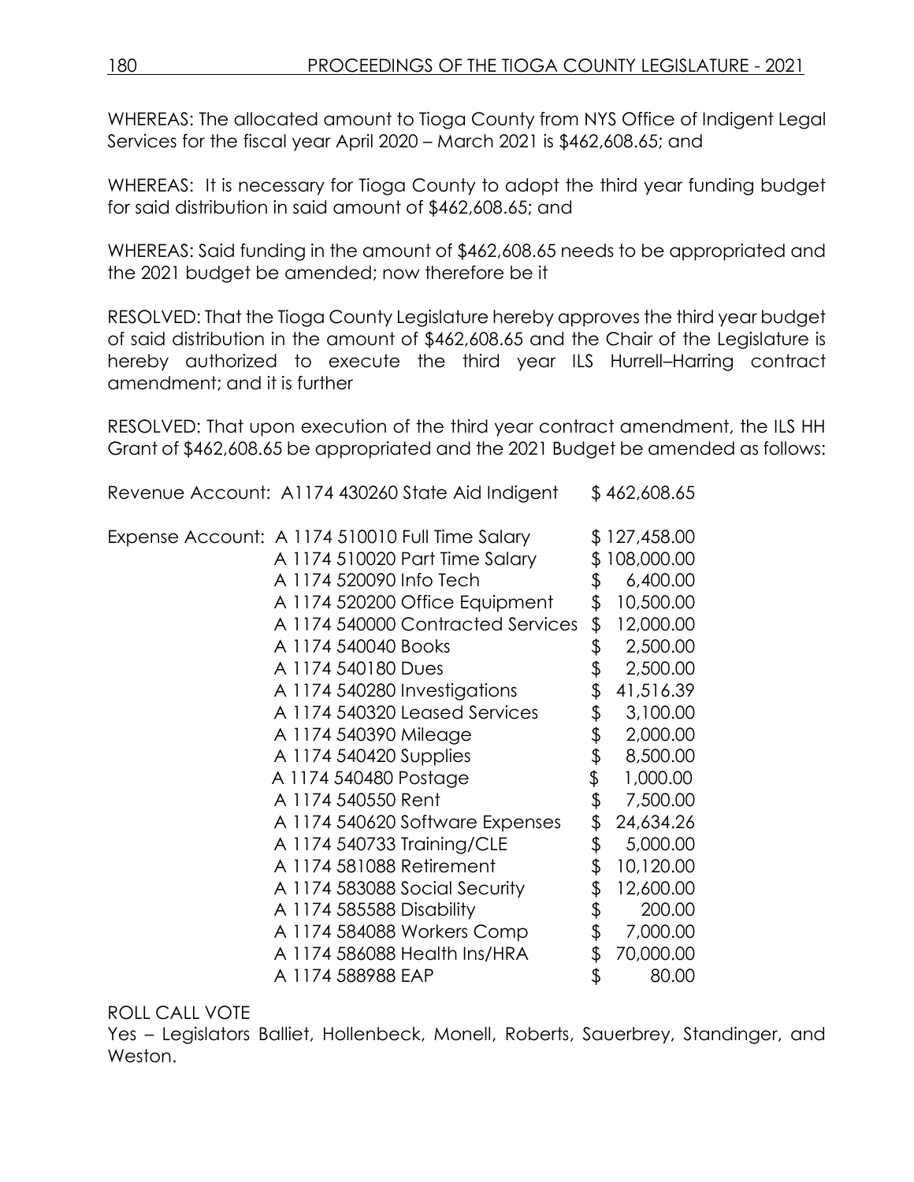WHEREAS: The allocated amount to Tioga County from NYS Office of Indigent Legal Services for the fiscal year April 2020 – March 2021 is $462,608.65; and

WHEREAS: It is necessary for Tioga County to adopt the third year funding budget for said distribution in said amount of $462,608.65; and

WHEREAS: Said funding in the amount of $462,608.65 needs to be appropriated and the 2021 budget be amended; now therefore be it

RESOLVED: That the Tioga County Legislature hereby approves the third year budget of said distribution in the amount of $462,608.65 and the Chair of the Legislature is hereby authorized to execute the third year ILS Hurrell–Harring contract amendment; and it is further

RESOLVED: That upon execution of the third year contract amendment, the ILS HH Grant of $462,608.65 be appropriated and the 2021 Budget be amended as follows:

| | | |
|---|---|---|
| Revenue Account: | A1174 430260 State Aid Indigent | $ 462,608.65 |
| | | |
| Expense Account: | A 1174 510010 Full Time Salary | $ 127,458.00 |
| | A 1174 510020 Part Time Salary | $ 108,000.00 |
| | A 1174 520090 Info Tech | $ 6,400.00 |
| | A 1174 520200 Office Equipment | $ 10,500.00 |
| | A 1174 540000 Contracted Services | $ 12,000.00 |
| | A 1174 540040 Books | $ 2,500.00 |
| | A 1174 540180 Dues | $ 2,500.00 |
| | A 1174 540280 Investigations | $ 41,516.39 |
| | A 1174 540320 Leased Services | $ 3,100.00 |
| | A 1174 540390 Mileage | $ 2,000.00 |
| | A 1174 540420 Supplies | $ 8,500.00 |
| | A 1174 540480 Postage | $ 1,000.00 |
| | A 1174 540550 Rent | $ 7,500.00 |
| | A 1174 540620 Software Expenses | $ 24,634.26 |
| | A 1174 540733 Training/CLE | $ 5,000.00 |
| | A 1174 581088 Retirement | $ 10,120.00 |
| | A 1174 583088 Social Security | $ 12,600.00 |
| | A 1174 585588 Disability | $ 200.00 |
| | A 1174 584088 Workers Comp | $ 7,000.00 |
| | A 1174 586088 Health Ins/HRA | $ 70,000.00 |
| | A 1174 588988 EAP | $ 80.00 |

ROLL CALL VOTE

Yes – Legislators Balliet, Hollenbeck, Monell, Roberts, Sauerbrey, Standinger, and Weston.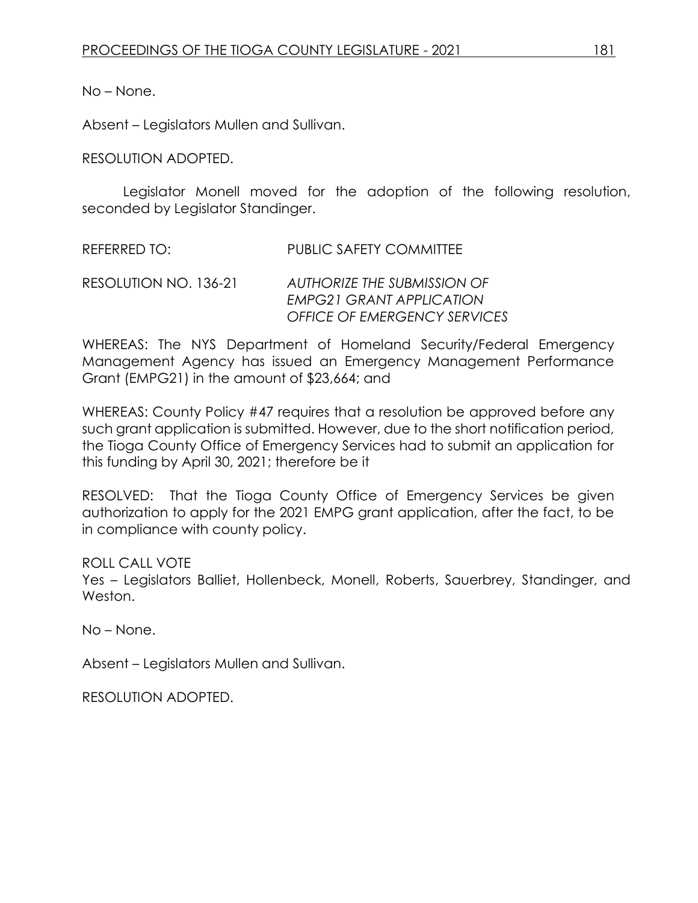No – None.

Absent – Legislators Mullen and Sullivan.

RESOLUTION ADOPTED.

Legislator Monell moved for the adoption of the following resolution, seconded by Legislator Standinger.

REFERRED TO: PUBLIC SAFETY COMMITTEE

RESOLUTION NO. 136-21 *AUTHORIZE THE SUBMISSION OF EMPG21 GRANT APPLICATION OFFICE OF EMERGENCY SERVICES*

WHEREAS: The NYS Department of Homeland Security/Federal Emergency Management Agency has issued an Emergency Management Performance Grant (EMPG21) in the amount of $23,664; and

WHEREAS: County Policy #47 requires that a resolution be approved before any such grant application is submitted. However, due to the short notification period, the Tioga County Office of Emergency Services had to submit an application for this funding by April 30, 2021; therefore be it

RESOLVED: That the Tioga County Office of Emergency Services be given authorization to apply for the 2021 EMPG grant application, after the fact, to be in compliance with county policy.

ROLL CALL VOTE
Yes – Legislators Balliet, Hollenbeck, Monell, Roberts, Sauerbrey, Standinger, and Weston.

No – None.

Absent – Legislators Mullen and Sullivan.

RESOLUTION ADOPTED.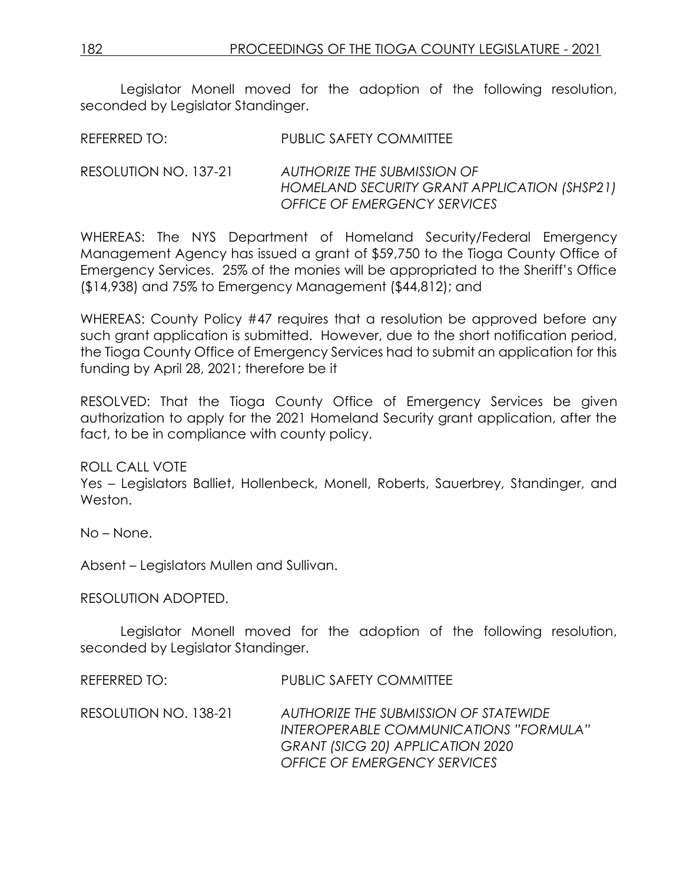Legislator Monell moved for the adoption of the following resolution, seconded by Legislator Standinger.

REFERRED TO: PUBLIC SAFETY COMMITTEE

RESOLUTION NO. 137-21 *AUTHORIZE THE SUBMISSION OF HOMELAND SECURITY GRANT APPLICATION (SHSP21) OFFICE OF EMERGENCY SERVICES*

WHEREAS: The NYS Department of Homeland Security/Federal Emergency Management Agency has issued a grant of $59,750 to the Tioga County Office of Emergency Services. 25% of the monies will be appropriated to the Sheriff's Office ($14,938) and 75% to Emergency Management ($44,812); and

WHEREAS: County Policy #47 requires that a resolution be approved before any such grant application is submitted. However, due to the short notification period, the Tioga County Office of Emergency Services had to submit an application for this funding by April 28, 2021; therefore be it

RESOLVED: That the Tioga County Office of Emergency Services be given authorization to apply for the 2021 Homeland Security grant application, after the fact, to be in compliance with county policy.

ROLL CALL VOTE
Yes – Legislators Balliet, Hollenbeck, Monell, Roberts, Sauerbrey, Standinger, and Weston.

No – None.

Absent – Legislators Mullen and Sullivan.

RESOLUTION ADOPTED.

Legislator Monell moved for the adoption of the following resolution, seconded by Legislator Standinger.

REFERRED TO: PUBLIC SAFETY COMMITTEE

RESOLUTION NO. 138-21 *AUTHORIZE THE SUBMISSION OF STATEWIDE INTEROPERABLE COMMUNICATIONS "FORMULA" GRANT (SICG 20) APPLICATION 2020 OFFICE OF EMERGENCY SERVICES*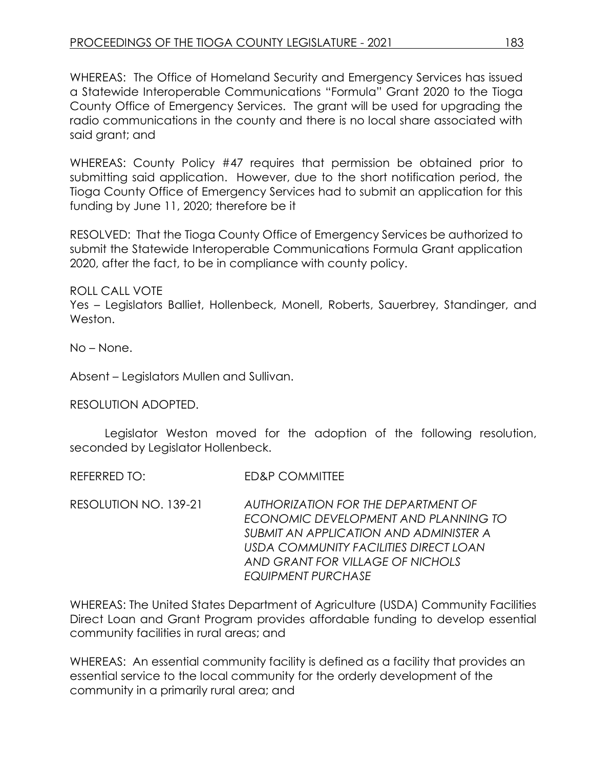WHEREAS: The Office of Homeland Security and Emergency Services has issued a Statewide Interoperable Communications "Formula" Grant 2020 to the Tioga County Office of Emergency Services. The grant will be used for upgrading the radio communications in the county and there is no local share associated with said grant; and

WHEREAS: County Policy #47 requires that permission be obtained prior to submitting said application. However, due to the short notification period, the Tioga County Office of Emergency Services had to submit an application for this funding by June 11, 2020; therefore be it

RESOLVED: That the Tioga County Office of Emergency Services be authorized to submit the Statewide Interoperable Communications Formula Grant application 2020, after the fact, to be in compliance with county policy.

ROLL CALL VOTE
Yes – Legislators Balliet, Hollenbeck, Monell, Roberts, Sauerbrey, Standinger, and Weston.

No – None.

Absent – Legislators Mullen and Sullivan.

RESOLUTION ADOPTED.

Legislator Weston moved for the adoption of the following resolution, seconded by Legislator Hollenbeck.

REFERRED TO: ED&P COMMITTEE

RESOLUTION NO. 139-21 *AUTHORIZATION FOR THE DEPARTMENT OF ECONOMIC DEVELOPMENT AND PLANNING TO SUBMIT AN APPLICATION AND ADMINISTER A USDA COMMUNITY FACILITIES DIRECT LOAN AND GRANT FOR VILLAGE OF NICHOLS EQUIPMENT PURCHASE*

WHEREAS: The United States Department of Agriculture (USDA) Community Facilities Direct Loan and Grant Program provides affordable funding to develop essential community facilities in rural areas; and

WHEREAS: An essential community facility is defined as a facility that provides an essential service to the local community for the orderly development of the community in a primarily rural area; and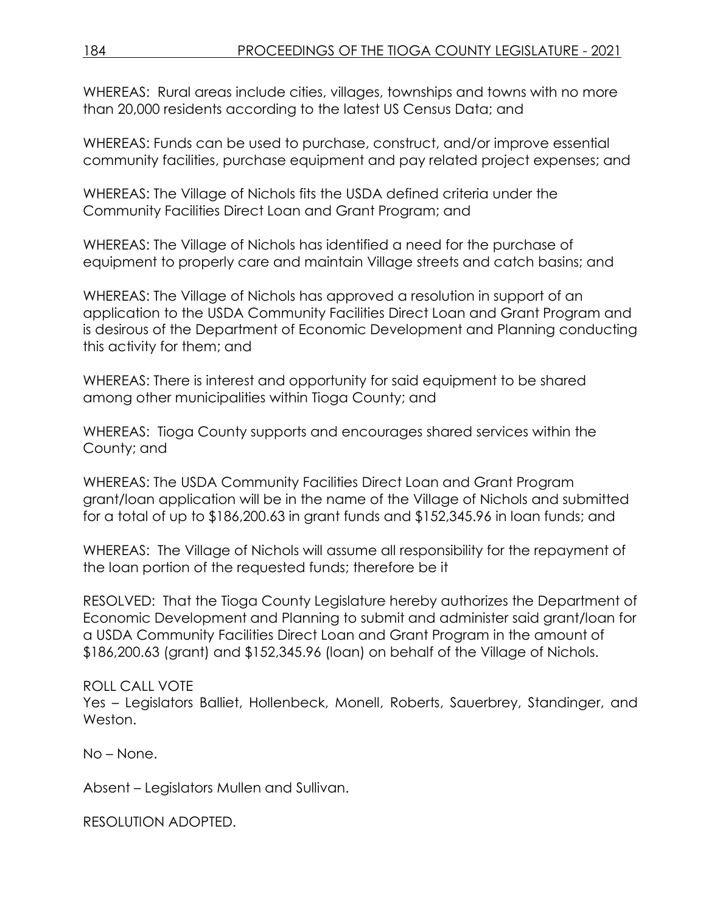WHEREAS: Rural areas include cities, villages, townships and towns with no more than 20,000 residents according to the latest US Census Data; and

WHEREAS: Funds can be used to purchase, construct, and/or improve essential community facilities, purchase equipment and pay related project expenses; and

WHEREAS: The Village of Nichols fits the USDA defined criteria under the Community Facilities Direct Loan and Grant Program; and

WHEREAS: The Village of Nichols has identified a need for the purchase of equipment to properly care and maintain Village streets and catch basins; and

WHEREAS: The Village of Nichols has approved a resolution in support of an application to the USDA Community Facilities Direct Loan and Grant Program and is desirous of the Department of Economic Development and Planning conducting this activity for them; and

WHEREAS: There is interest and opportunity for said equipment to be shared among other municipalities within Tioga County; and

WHEREAS: Tioga County supports and encourages shared services within the County; and

WHEREAS: The USDA Community Facilities Direct Loan and Grant Program grant/loan application will be in the name of the Village of Nichols and submitted for a total of up to $186,200.63 in grant funds and $152,345.96 in loan funds; and

WHEREAS: The Village of Nichols will assume all responsibility for the repayment of the loan portion of the requested funds; therefore be it

RESOLVED: That the Tioga County Legislature hereby authorizes the Department of Economic Development and Planning to submit and administer said grant/loan for a USDA Community Facilities Direct Loan and Grant Program in the amount of $186,200.63 (grant) and $152,345.96 (loan) on behalf of the Village of Nichols.

ROLL CALL VOTE
Yes – Legislators Balliet, Hollenbeck, Monell, Roberts, Sauerbrey, Standinger, and Weston.

No – None.

Absent – Legislators Mullen and Sullivan.

RESOLUTION ADOPTED.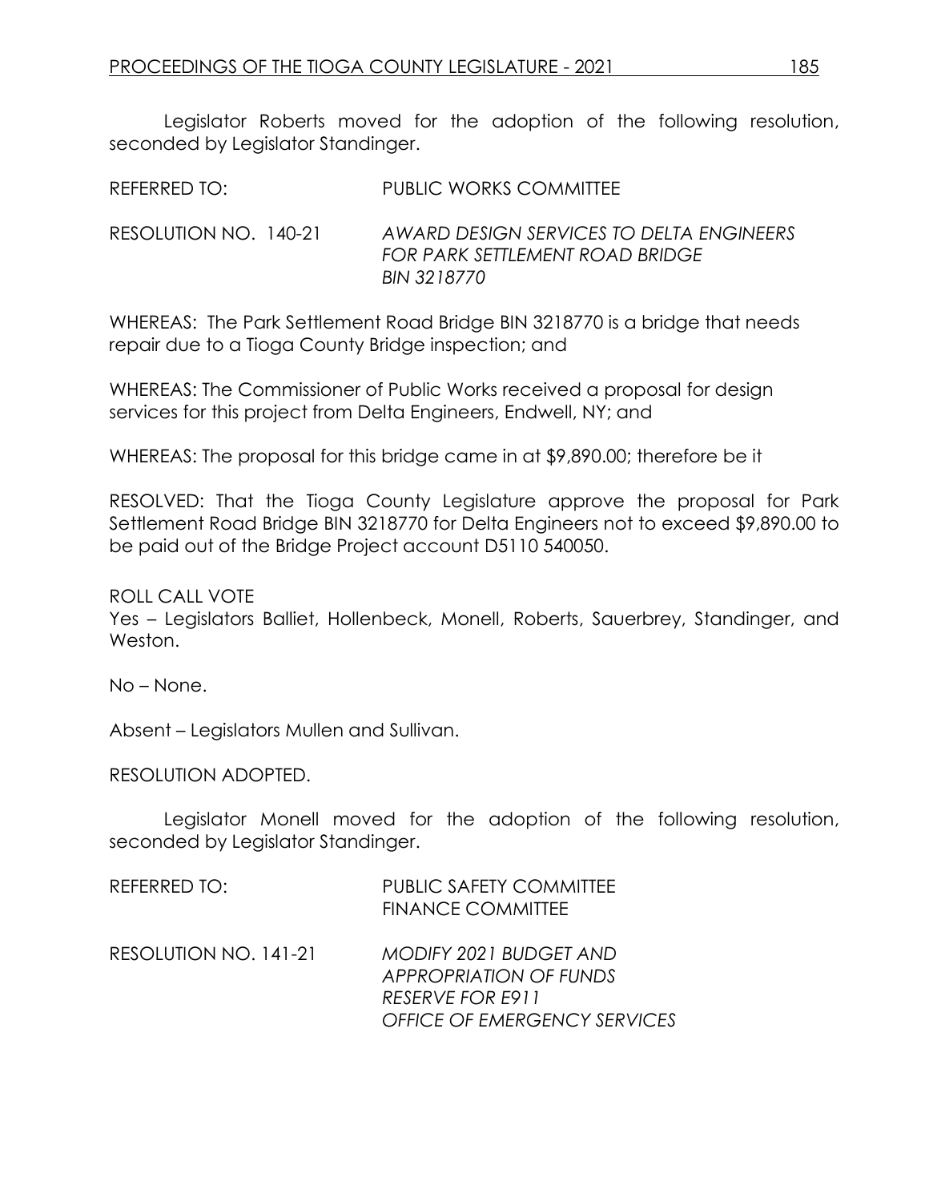Legislator Roberts moved for the adoption of the following resolution, seconded by Legislator Standinger.

REFERRED TO: PUBLIC WORKS COMMITTEE

RESOLUTION NO. 140-21 *AWARD DESIGN SERVICES TO DELTA ENGINEERS FOR PARK SETTLEMENT ROAD BRIDGE BIN 3218770*

WHEREAS: The Park Settlement Road Bridge BIN 3218770 is a bridge that needs repair due to a Tioga County Bridge inspection; and

WHEREAS: The Commissioner of Public Works received a proposal for design services for this project from Delta Engineers, Endwell, NY; and

WHEREAS: The proposal for this bridge came in at $9,890.00; therefore be it

RESOLVED: That the Tioga County Legislature approve the proposal for Park Settlement Road Bridge BIN 3218770 for Delta Engineers not to exceed $9,890.00 to be paid out of the Bridge Project account D5110 540050.

ROLL CALL VOTE
Yes – Legislators Balliet, Hollenbeck, Monell, Roberts, Sauerbrey, Standinger, and Weston.

No – None.

Absent – Legislators Mullen and Sullivan.

RESOLUTION ADOPTED.

Legislator Monell moved for the adoption of the following resolution, seconded by Legislator Standinger.

REFERRED TO: PUBLIC SAFETY COMMITTEE
FINANCE COMMITTEE

RESOLUTION NO. 141-21 *MODIFY 2021 BUDGET AND APPROPRIATION OF FUNDS RESERVE FOR E911 OFFICE OF EMERGENCY SERVICES*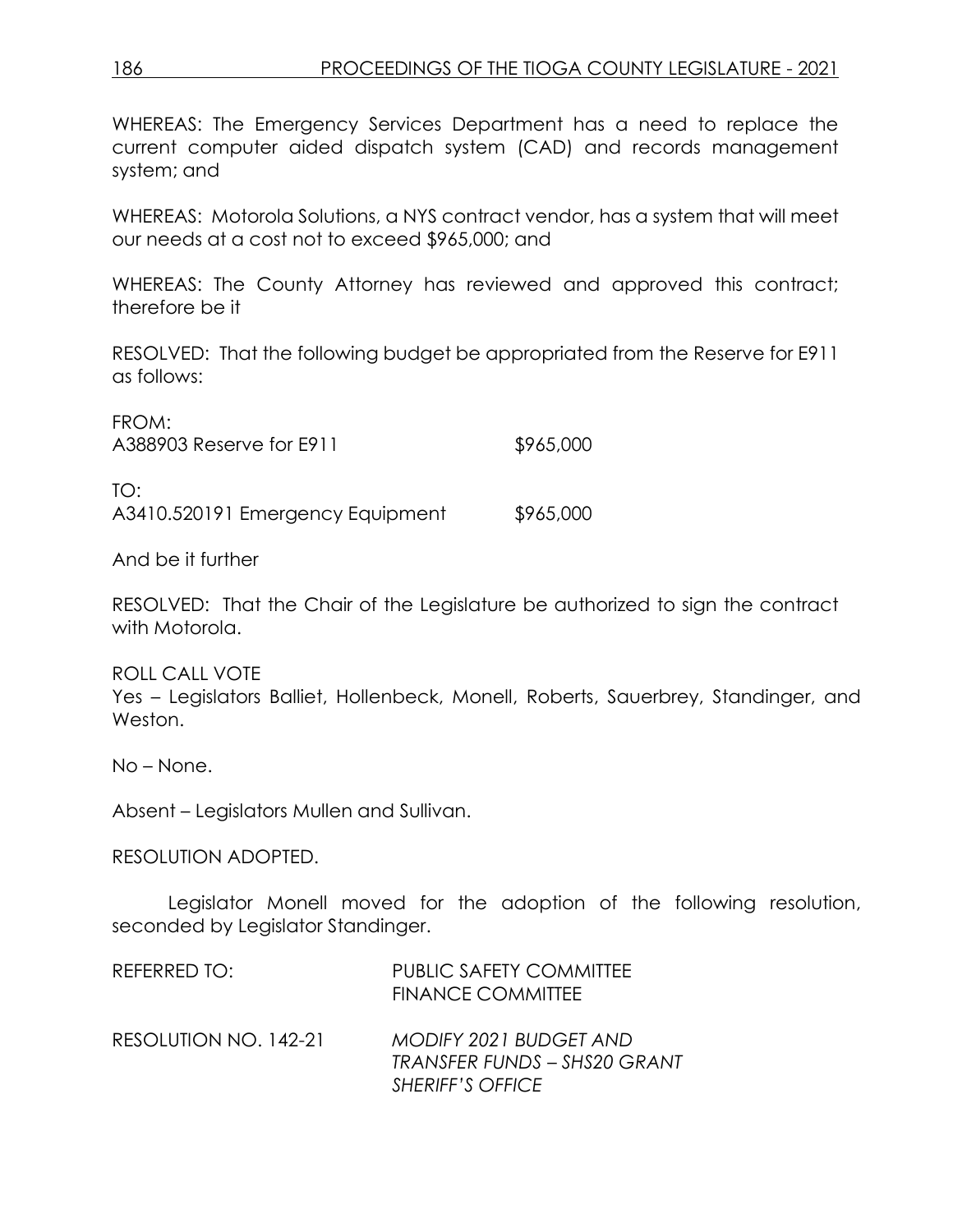WHEREAS: The Emergency Services Department has a need to replace the current computer aided dispatch system (CAD) and records management system; and

WHEREAS: Motorola Solutions, a NYS contract vendor, has a system that will meet our needs at a cost not to exceed $965,000; and

WHEREAS: The County Attorney has reviewed and approved this contract; therefore be it

RESOLVED: That the following budget be appropriated from the Reserve for E911 as follows:

FROM:
A388903 Reserve for E911 $965,000

TO:
A3410.520191 Emergency Equipment $965,000

And be it further

RESOLVED: That the Chair of the Legislature be authorized to sign the contract with Motorola.

ROLL CALL VOTE
Yes – Legislators Balliet, Hollenbeck, Monell, Roberts, Sauerbrey, Standinger, and Weston.

No – None.

Absent – Legislators Mullen and Sullivan.

RESOLUTION ADOPTED.

Legislator Monell moved for the adoption of the following resolution, seconded by Legislator Standinger.

REFERRED TO: PUBLIC SAFETY COMMITTEE
FINANCE COMMITTEE

RESOLUTION NO. 142-21 *MODIFY 2021 BUDGET AND TRANSFER FUNDS – SHS20 GRANT SHERIFF'S OFFICE*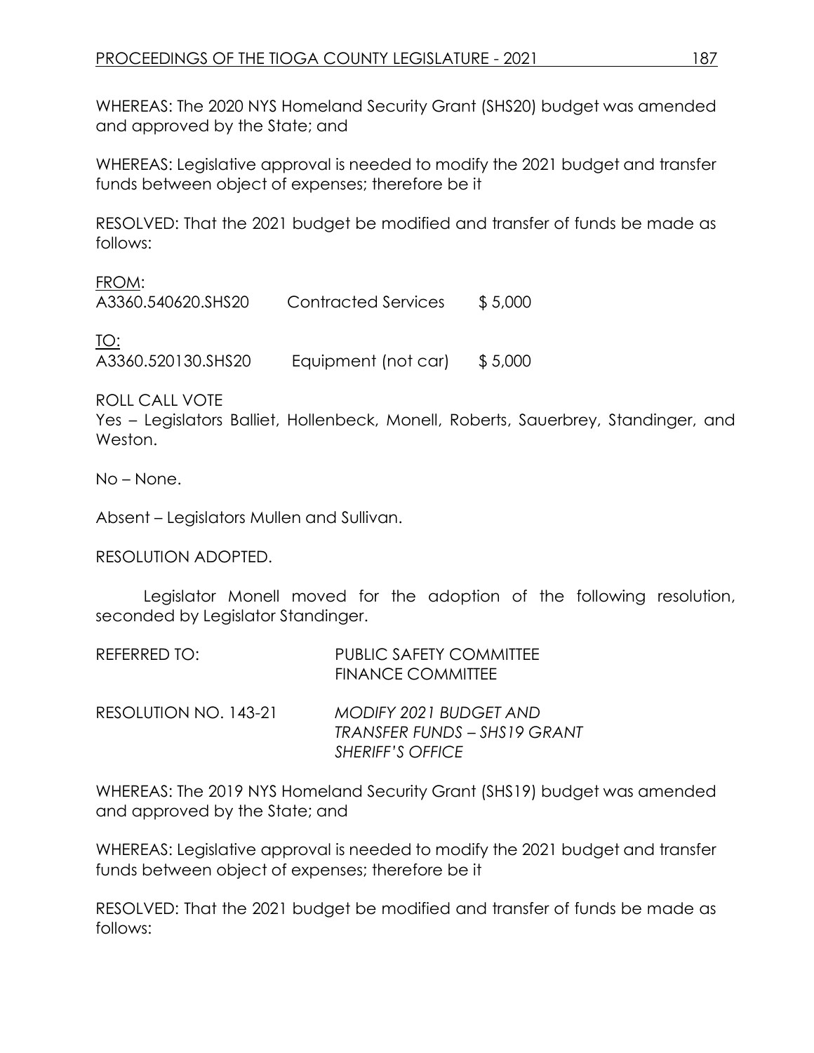WHEREAS: The 2020 NYS Homeland Security Grant (SHS20) budget was amended and approved by the State; and

WHEREAS: Legislative approval is needed to modify the 2021 budget and transfer funds between object of expenses; therefore be it

RESOLVED: That the 2021 budget be modified and transfer of funds be made as follows:

FROM:

| | | |
|---|---|---|
| A3360.540620.SHS20 | Contracted Services | $ 5,000 |

TO:

| | | |
|---|---|---|
| A3360.520130.SHS20 | Equipment (not car) | $ 5,000 |

ROLL CALL VOTE
Yes – Legislators Balliet, Hollenbeck, Monell, Roberts, Sauerbrey, Standinger, and Weston.

No – None.

Absent – Legislators Mullen and Sullivan.

RESOLUTION ADOPTED.

Legislator Monell moved for the adoption of the following resolution, seconded by Legislator Standinger.

REFERRED TO: PUBLIC SAFETY COMMITTEE
FINANCE COMMITTEE

RESOLUTION NO. 143-21 *MODIFY 2021 BUDGET AND TRANSFER FUNDS – SHS19 GRANT SHERIFF'S OFFICE*

WHEREAS: The 2019 NYS Homeland Security Grant (SHS19) budget was amended and approved by the State; and

WHEREAS: Legislative approval is needed to modify the 2021 budget and transfer funds between object of expenses; therefore be it

RESOLVED: That the 2021 budget be modified and transfer of funds be made as follows: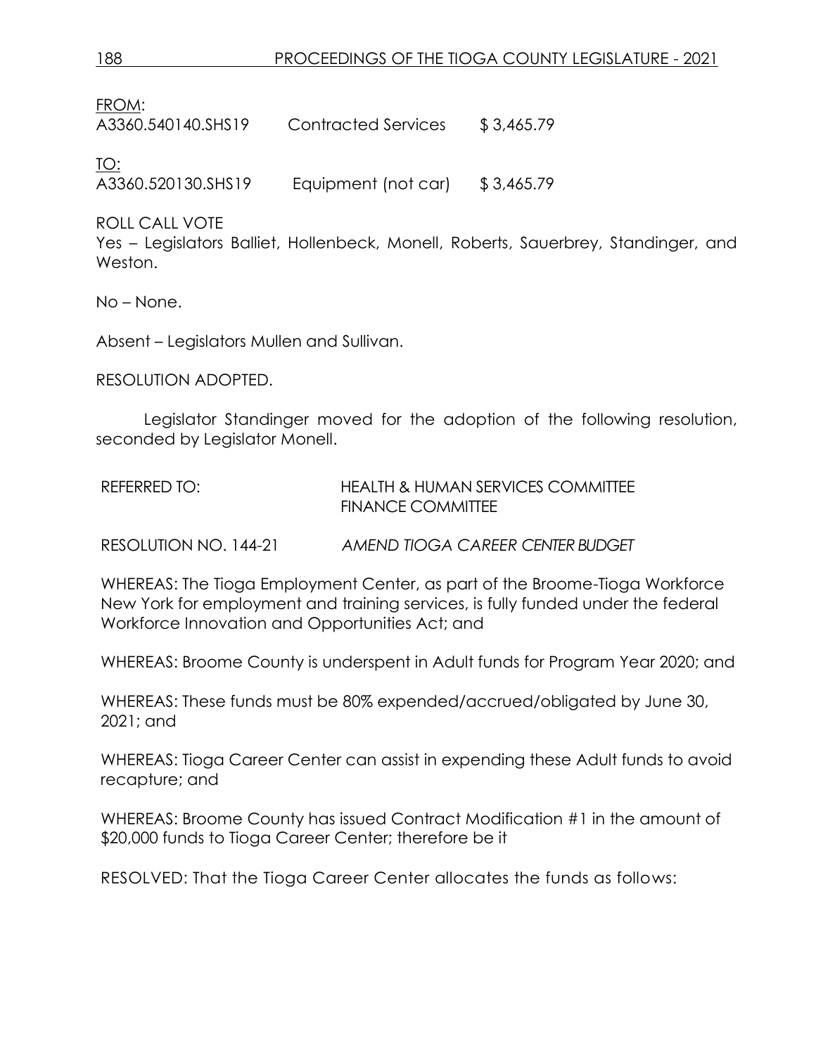FROM:

| | | |
|---|---|---|
| A3360.540140.SHS19 | Contracted Services | $ 3,465.79 |

TO:

| | | |
|---|---|---|
| A3360.520130.SHS19 | Equipment (not car) | $ 3,465.79 |

ROLL CALL VOTE
Yes – Legislators Balliet, Hollenbeck, Monell, Roberts, Sauerbrey, Standinger, and Weston.

No – None.

Absent – Legislators Mullen and Sullivan.

RESOLUTION ADOPTED.

Legislator Standinger moved for the adoption of the following resolution, seconded by Legislator Monell.

REFERRED TO: HEALTH & HUMAN SERVICES COMMITTEE
FINANCE COMMITTEE

RESOLUTION NO. 144-21 *AMEND TIOGA CAREER CENTER BUDGET*

WHEREAS: The Tioga Employment Center, as part of the Broome-Tioga Workforce New York for employment and training services, is fully funded under the federal Workforce Innovation and Opportunities Act; and

WHEREAS: Broome County is underspent in Adult funds for Program Year 2020; and

WHEREAS: These funds must be 80% expended/accrued/obligated by June 30, 2021; and

WHEREAS: Tioga Career Center can assist in expending these Adult funds to avoid recapture; and

WHEREAS: Broome County has issued Contract Modification #1 in the amount of $20,000 funds to Tioga Career Center; therefore be it

RESOLVED: That the Tioga Career Center allocates the funds as follows: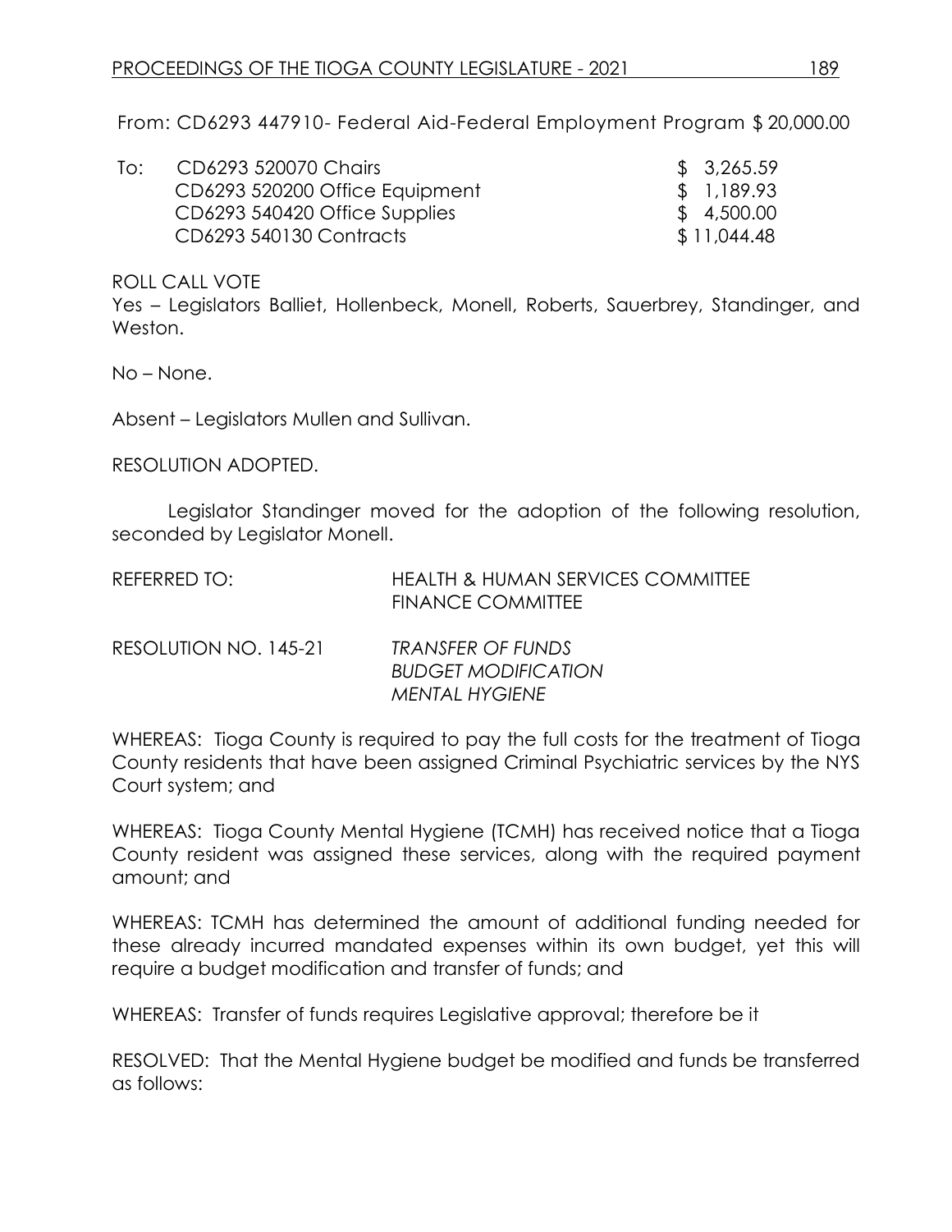From: CD6293 447910- Federal Aid-Federal Employment Program $ 20,000.00

| To: | | |
|---|---|---|
| | CD6293 520070 Chairs | $ 3,265.59 |
| | CD6293 520200 Office Equipment | $ 1,189.93 |
| | CD6293 540420 Office Supplies | $ 4,500.00 |
| | CD6293 540130 Contracts | $ 11,044.48 |

ROLL CALL VOTE
Yes – Legislators Balliet, Hollenbeck, Monell, Roberts, Sauerbrey, Standinger, and Weston.

No – None.

Absent – Legislators Mullen and Sullivan.

RESOLUTION ADOPTED.

Legislator Standinger moved for the adoption of the following resolution, seconded by Legislator Monell.

REFERRED TO: HEALTH & HUMAN SERVICES COMMITTEE
FINANCE COMMITTEE

RESOLUTION NO. 145-21 *TRANSFER OF FUNDS*
*BUDGET MODIFICATION*
*MENTAL HYGIENE*

WHEREAS: Tioga County is required to pay the full costs for the treatment of Tioga County residents that have been assigned Criminal Psychiatric services by the NYS Court system; and

WHEREAS: Tioga County Mental Hygiene (TCMH) has received notice that a Tioga County resident was assigned these services, along with the required payment amount; and

WHEREAS: TCMH has determined the amount of additional funding needed for these already incurred mandated expenses within its own budget, yet this will require a budget modification and transfer of funds; and

WHEREAS: Transfer of funds requires Legislative approval; therefore be it

RESOLVED: That the Mental Hygiene budget be modified and funds be transferred as follows: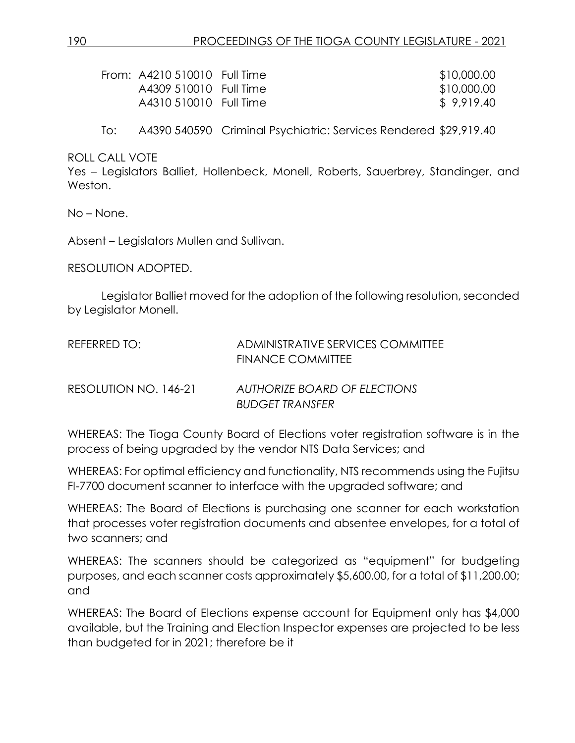| | | | |
|---|---|---|---|
| From: | A4210 510010 | Full Time | $10,000.00 |
| | A4309 510010 | Full Time | $10,000.00 |
| | A4310 510010 | Full Time | $ 9,919.40 |
| To: | A4390 540590 | Criminal Psychiatric: Services Rendered | $29,919.40 |

ROLL CALL VOTE
Yes – Legislators Balliet, Hollenbeck, Monell, Roberts, Sauerbrey, Standinger, and Weston.

No – None.

Absent – Legislators Mullen and Sullivan.

RESOLUTION ADOPTED.

Legislator Balliet moved for the adoption of the following resolution, seconded by Legislator Monell.

REFERRED TO: ADMINISTRATIVE SERVICES COMMITTEE
FINANCE COMMITTEE

RESOLUTION NO. 146-21 *AUTHORIZE BOARD OF ELECTIONS BUDGET TRANSFER*

WHEREAS: The Tioga County Board of Elections voter registration software is in the process of being upgraded by the vendor NTS Data Services; and

WHEREAS: For optimal efficiency and functionality, NTS recommends using the Fujitsu FI-7700 document scanner to interface with the upgraded software; and

WHEREAS: The Board of Elections is purchasing one scanner for each workstation that processes voter registration documents and absentee envelopes, for a total of two scanners; and

WHEREAS: The scanners should be categorized as "equipment" for budgeting purposes, and each scanner costs approximately $5,600.00, for a total of $11,200.00; and

WHEREAS: The Board of Elections expense account for Equipment only has $4,000 available, but the Training and Election Inspector expenses are projected to be less than budgeted for in 2021; therefore be it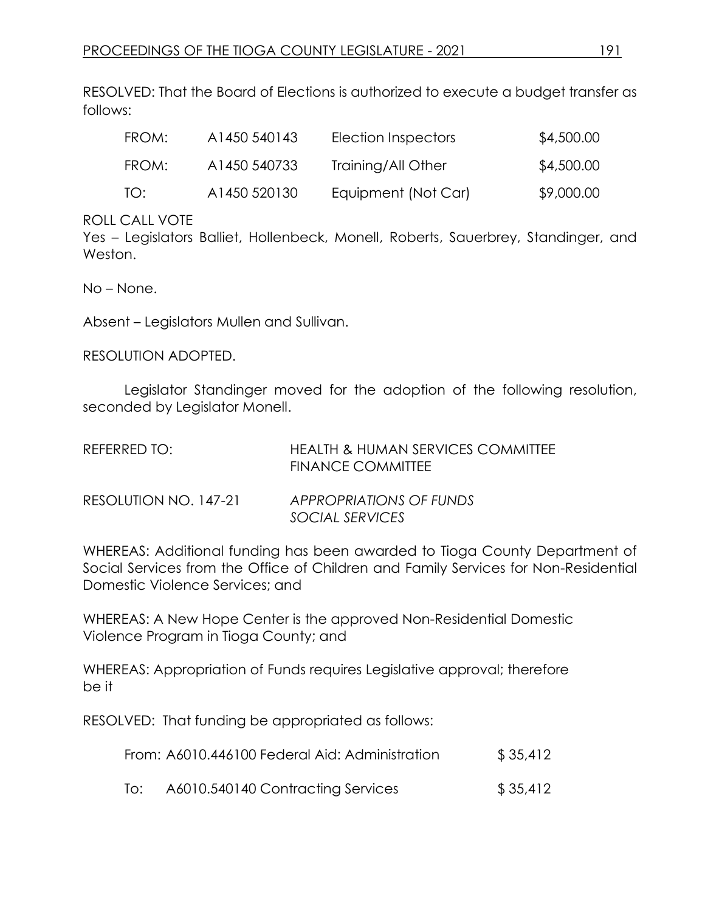RESOLVED: That the Board of Elections is authorized to execute a budget transfer as follows:

| | | | |
|---|---|---|---|
| FROM: | A1450 540143 | Election Inspectors | $4,500.00 |
| FROM: | A1450 540733 | Training/All Other | $4,500.00 |
| TO: | A1450 520130 | Equipment (Not Car) | $9,000.00 |

ROLL CALL VOTE
Yes – Legislators Balliet, Hollenbeck, Monell, Roberts, Sauerbrey, Standinger, and Weston.

No – None.

Absent – Legislators Mullen and Sullivan.

RESOLUTION ADOPTED.

Legislator Standinger moved for the adoption of the following resolution, seconded by Legislator Monell.

REFERRED TO: HEALTH & HUMAN SERVICES COMMITTEE
FINANCE COMMITTEE

RESOLUTION NO. 147-21 *APPROPRIATIONS OF FUNDS SOCIAL SERVICES*

WHEREAS: Additional funding has been awarded to Tioga County Department of Social Services from the Office of Children and Family Services for Non-Residential Domestic Violence Services; and

WHEREAS: A New Hope Center is the approved Non-Residential Domestic Violence Program in Tioga County; and

WHEREAS: Appropriation of Funds requires Legislative approval; therefore be it

RESOLVED: That funding be appropriated as follows:

| | | |
|---|---|---|
| From: | A6010.446100 Federal Aid: Administration | $ 35,412 |
| To: | A6010.540140 Contracting Services | $ 35,412 |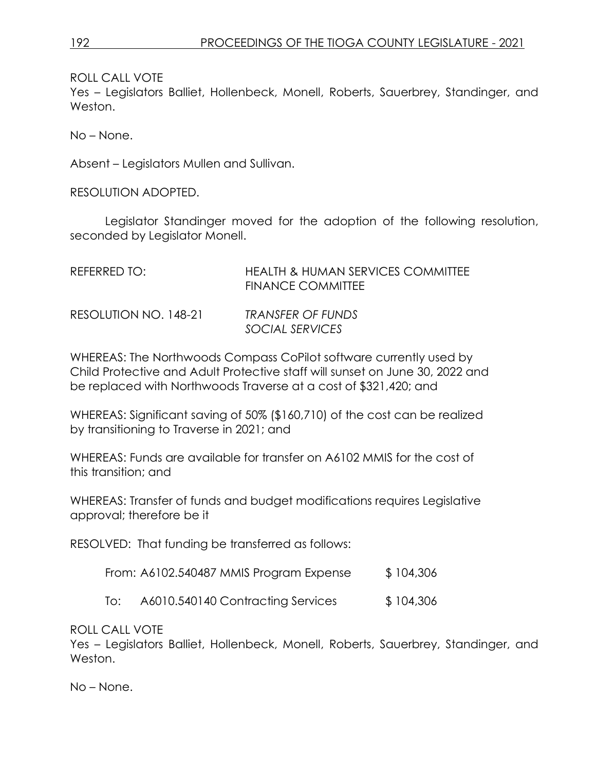ROLL CALL VOTE
Yes – Legislators Balliet, Hollenbeck, Monell, Roberts, Sauerbrey, Standinger, and Weston.

No – None.

Absent – Legislators Mullen and Sullivan.

RESOLUTION ADOPTED.

Legislator Standinger moved for the adoption of the following resolution, seconded by Legislator Monell.

REFERRED TO: HEALTH & HUMAN SERVICES COMMITTEE
FINANCE COMMITTEE

RESOLUTION NO. 148-21 *TRANSFER OF FUNDS*
*SOCIAL SERVICES*

WHEREAS: The Northwoods Compass CoPilot software currently used by Child Protective and Adult Protective staff will sunset on June 30, 2022 and be replaced with Northwoods Traverse at a cost of $321,420; and

WHEREAS: Significant saving of 50% ($160,710) of the cost can be realized by transitioning to Traverse in 2021; and

WHEREAS: Funds are available for transfer on A6102 MMIS for the cost of this transition; and

WHEREAS: Transfer of funds and budget modifications requires Legislative approval; therefore be it

RESOLVED: That funding be transferred as follows:

From: A6102.540487 MMIS Program Expense $ 104,306

To: A6010.540140 Contracting Services $ 104,306

ROLL CALL VOTE
Yes – Legislators Balliet, Hollenbeck, Monell, Roberts, Sauerbrey, Standinger, and Weston.

No – None.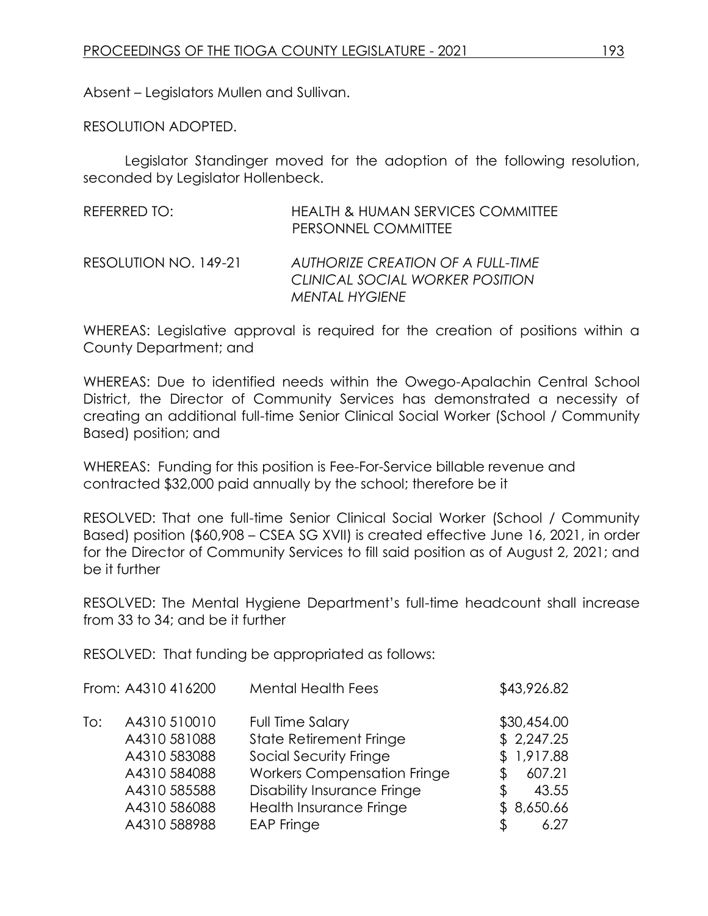Absent – Legislators Mullen and Sullivan.

RESOLUTION ADOPTED.

Legislator Standinger moved for the adoption of the following resolution, seconded by Legislator Hollenbeck.

REFERRED TO: HEALTH & HUMAN SERVICES COMMITTEE
PERSONNEL COMMITTEE

RESOLUTION NO. 149-21 *AUTHORIZE CREATION OF A FULL-TIME CLINICAL SOCIAL WORKER POSITION MENTAL HYGIENE*

WHEREAS: Legislative approval is required for the creation of positions within a County Department; and

WHEREAS: Due to identified needs within the Owego-Apalachin Central School District, the Director of Community Services has demonstrated a necessity of creating an additional full-time Senior Clinical Social Worker (School / Community Based) position; and

WHEREAS: Funding for this position is Fee-For-Service billable revenue and contracted $32,000 paid annually by the school; therefore be it

RESOLVED: That one full-time Senior Clinical Social Worker (School / Community Based) position ($60,908 – CSEA SG XVII) is created effective June 16, 2021, in order for the Director of Community Services to fill said position as of August 2, 2021; and be it further

RESOLVED: The Mental Hygiene Department's full-time headcount shall increase from 33 to 34; and be it further

RESOLVED: That funding be appropriated as follows:

| | | | |
|---|---|---|---|
| From: | A4310 416200 | Mental Health Fees | $43,926.82 |
| To: | A4310 510010 | Full Time Salary | $30,454.00 |
| | A4310 581088 | State Retirement Fringe | $ 2,247.25 |
| | A4310 583088 | Social Security Fringe | $ 1,917.88 |
| | A4310 584088 | Workers Compensation Fringe | $ 607.21 |
| | A4310 585588 | Disability Insurance Fringe | $ 43.55 |
| | A4310 586088 | Health Insurance Fringe | $ 8,650.66 |
| | A4310 588988 | EAP Fringe | $ 6.27 |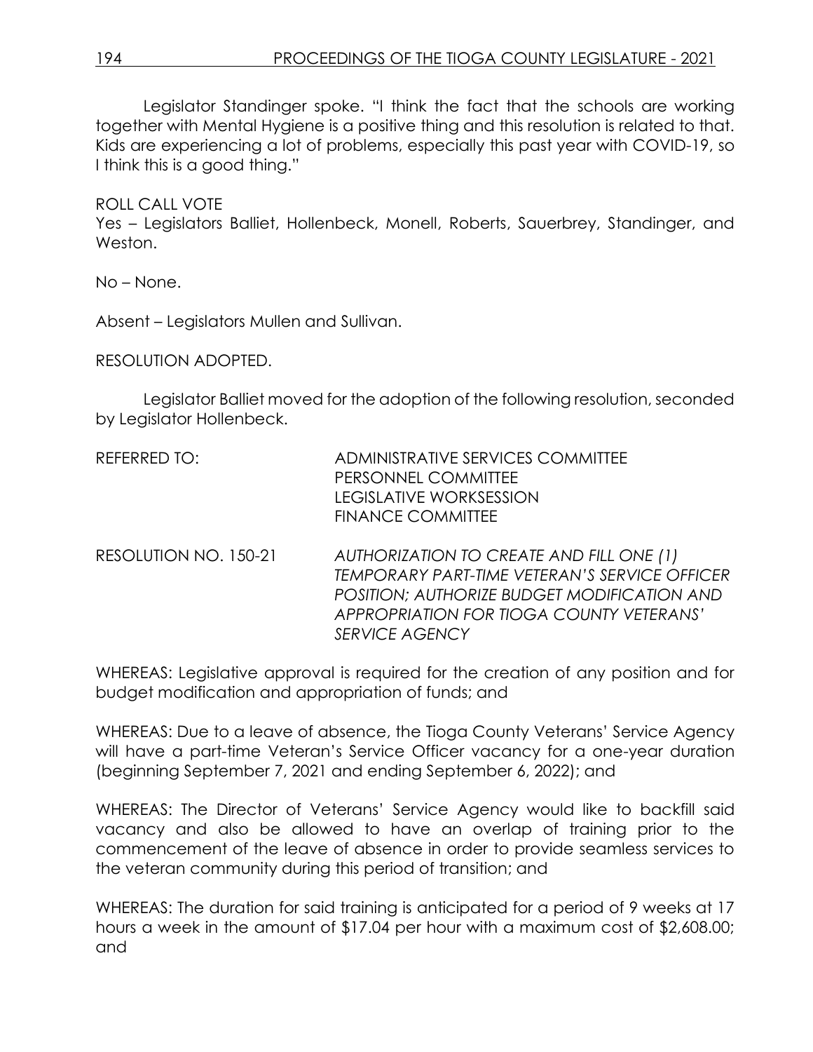Legislator Standinger spoke. "I think the fact that the schools are working together with Mental Hygiene is a positive thing and this resolution is related to that. Kids are experiencing a lot of problems, especially this past year with COVID-19, so I think this is a good thing."

ROLL CALL VOTE
Yes – Legislators Balliet, Hollenbeck, Monell, Roberts, Sauerbrey, Standinger, and Weston.

No – None.

Absent – Legislators Mullen and Sullivan.

RESOLUTION ADOPTED.

Legislator Balliet moved for the adoption of the following resolution, seconded by Legislator Hollenbeck.

REFERRED TO: ADMINISTRATIVE SERVICES COMMITTEE
PERSONNEL COMMITTEE
LEGISLATIVE WORKSESSION
FINANCE COMMITTEE

RESOLUTION NO. 150-21 *AUTHORIZATION TO CREATE AND FILL ONE (1) TEMPORARY PART-TIME VETERAN'S SERVICE OFFICER POSITION; AUTHORIZE BUDGET MODIFICATION AND APPROPRIATION FOR TIOGA COUNTY VETERANS' SERVICE AGENCY*

WHEREAS: Legislative approval is required for the creation of any position and for budget modification and appropriation of funds; and

WHEREAS: Due to a leave of absence, the Tioga County Veterans' Service Agency will have a part-time Veteran's Service Officer vacancy for a one-year duration (beginning September 7, 2021 and ending September 6, 2022); and

WHEREAS: The Director of Veterans' Service Agency would like to backfill said vacancy and also be allowed to have an overlap of training prior to the commencement of the leave of absence in order to provide seamless services to the veteran community during this period of transition; and

WHEREAS: The duration for said training is anticipated for a period of 9 weeks at 17 hours a week in the amount of $17.04 per hour with a maximum cost of $2,608.00; and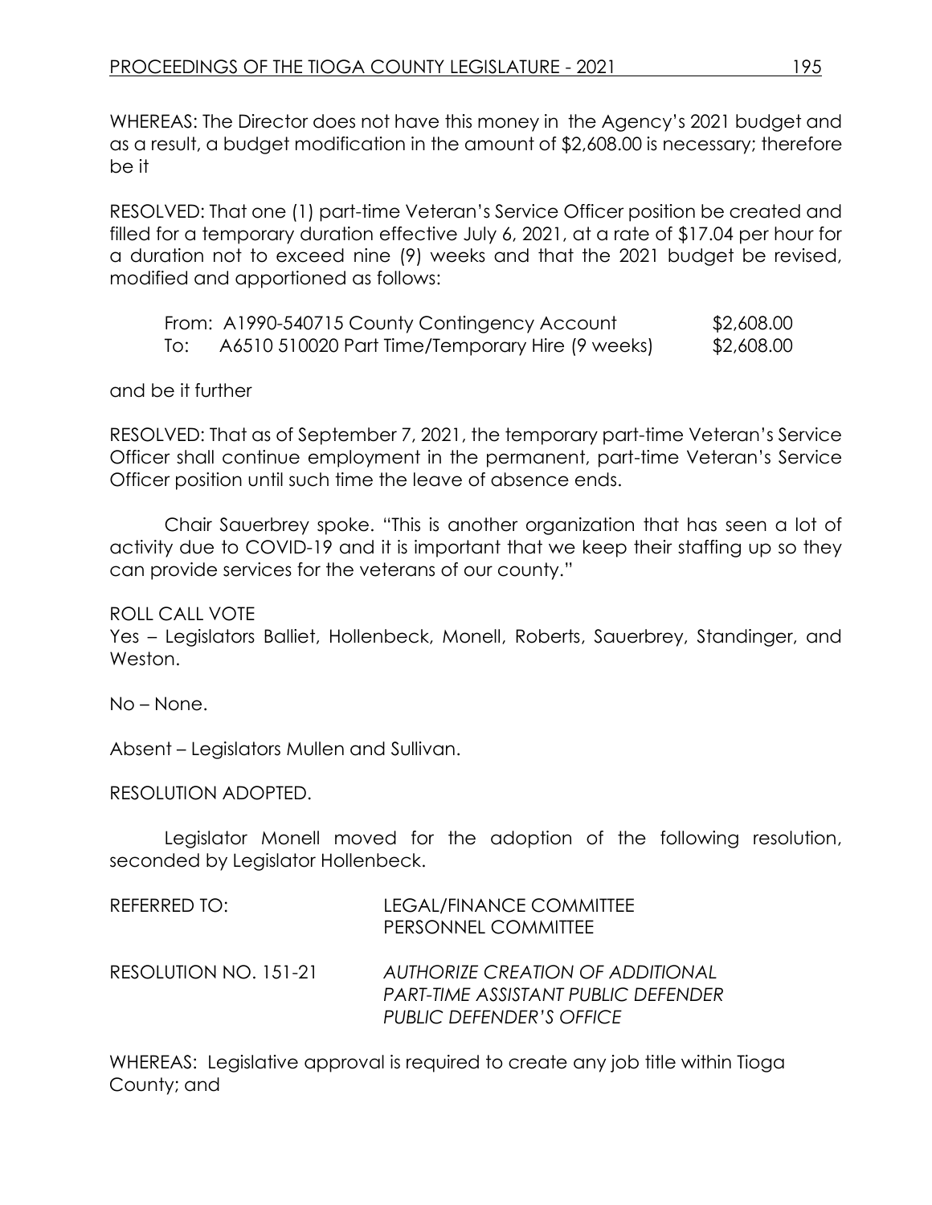WHEREAS: The Director does not have this money in the Agency's 2021 budget and as a result, a budget modification in the amount of $2,608.00 is necessary; therefore be it

RESOLVED: That one (1) part-time Veteran's Service Officer position be created and filled for a temporary duration effective July 6, 2021, at a rate of $17.04 per hour for a duration not to exceed nine (9) weeks and that the 2021 budget be revised, modified and apportioned as follows:

| | | |
|---|---|---|
| From: | A1990-540715 County Contingency Account | $2,608.00 |
| To: | A6510 510020 Part Time/Temporary Hire (9 weeks) | $2,608.00 |

and be it further

RESOLVED: That as of September 7, 2021, the temporary part-time Veteran's Service Officer shall continue employment in the permanent, part-time Veteran's Service Officer position until such time the leave of absence ends.

Chair Sauerbrey spoke. "This is another organization that has seen a lot of activity due to COVID-19 and it is important that we keep their staffing up so they can provide services for the veterans of our county."

ROLL CALL VOTE
Yes – Legislators Balliet, Hollenbeck, Monell, Roberts, Sauerbrey, Standinger, and Weston.

No – None.

Absent – Legislators Mullen and Sullivan.

RESOLUTION ADOPTED.

Legislator Monell moved for the adoption of the following resolution, seconded by Legislator Hollenbeck.

REFERRED TO: LEGAL/FINANCE COMMITTEE
PERSONNEL COMMITTEE

RESOLUTION NO. 151-21 *AUTHORIZE CREATION OF ADDITIONAL PART-TIME ASSISTANT PUBLIC DEFENDER PUBLIC DEFENDER'S OFFICE*

WHEREAS: Legislative approval is required to create any job title within Tioga County; and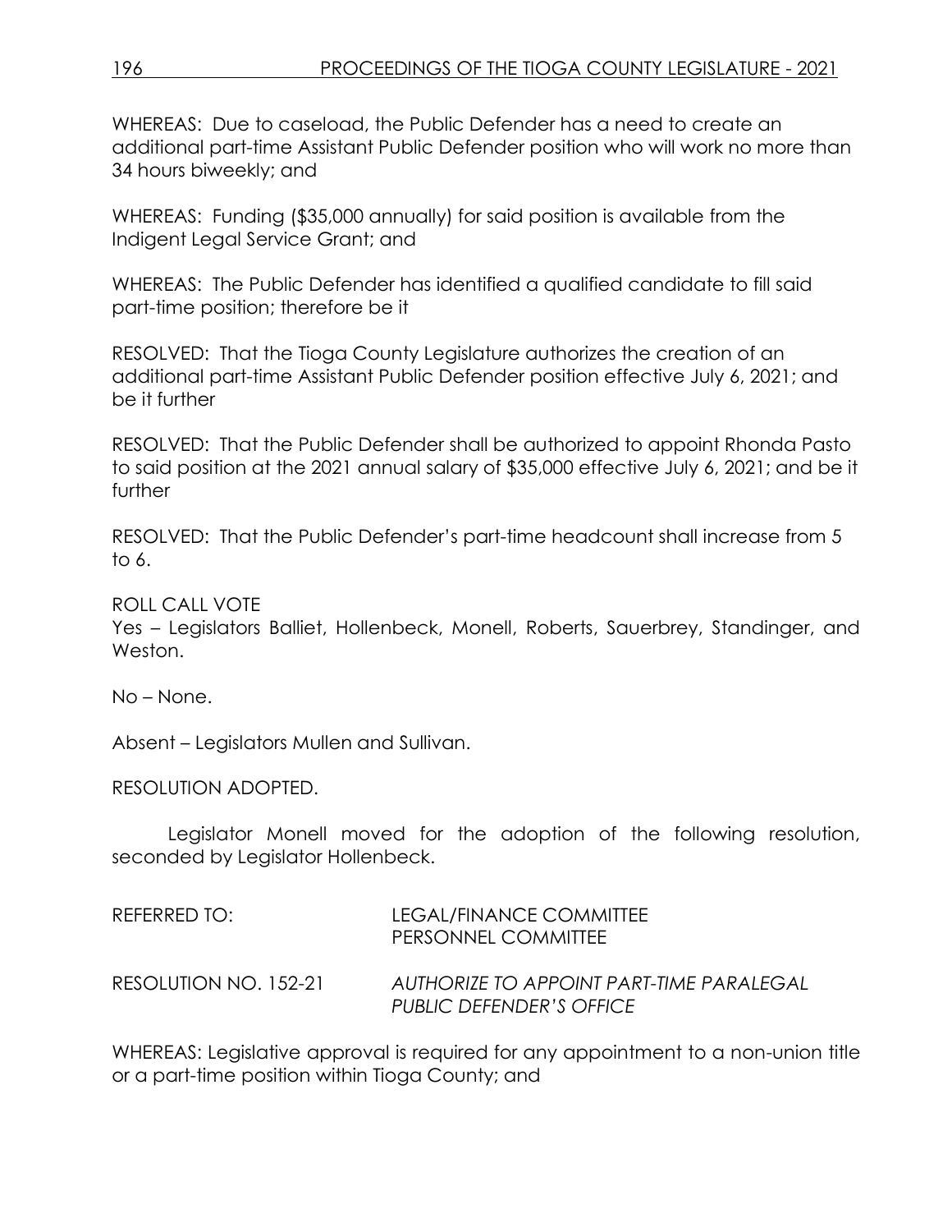WHEREAS: Due to caseload, the Public Defender has a need to create an additional part-time Assistant Public Defender position who will work no more than 34 hours biweekly; and

WHEREAS: Funding ($35,000 annually) for said position is available from the Indigent Legal Service Grant; and

WHEREAS: The Public Defender has identified a qualified candidate to fill said part-time position; therefore be it

RESOLVED: That the Tioga County Legislature authorizes the creation of an additional part-time Assistant Public Defender position effective July 6, 2021; and be it further

RESOLVED: That the Public Defender shall be authorized to appoint Rhonda Pasto to said position at the 2021 annual salary of $35,000 effective July 6, 2021; and be it further

RESOLVED: That the Public Defender's part-time headcount shall increase from 5 to 6.

ROLL CALL VOTE
Yes – Legislators Balliet, Hollenbeck, Monell, Roberts, Sauerbrey, Standinger, and Weston.

No – None.

Absent – Legislators Mullen and Sullivan.

RESOLUTION ADOPTED.

Legislator Monell moved for the adoption of the following resolution, seconded by Legislator Hollenbeck.

REFERRED TO: LEGAL/FINANCE COMMITTEE
PERSONNEL COMMITTEE

RESOLUTION NO. 152-21 *AUTHORIZE TO APPOINT PART-TIME PARALEGAL PUBLIC DEFENDER'S OFFICE*

WHEREAS: Legislative approval is required for any appointment to a non-union title or a part-time position within Tioga County; and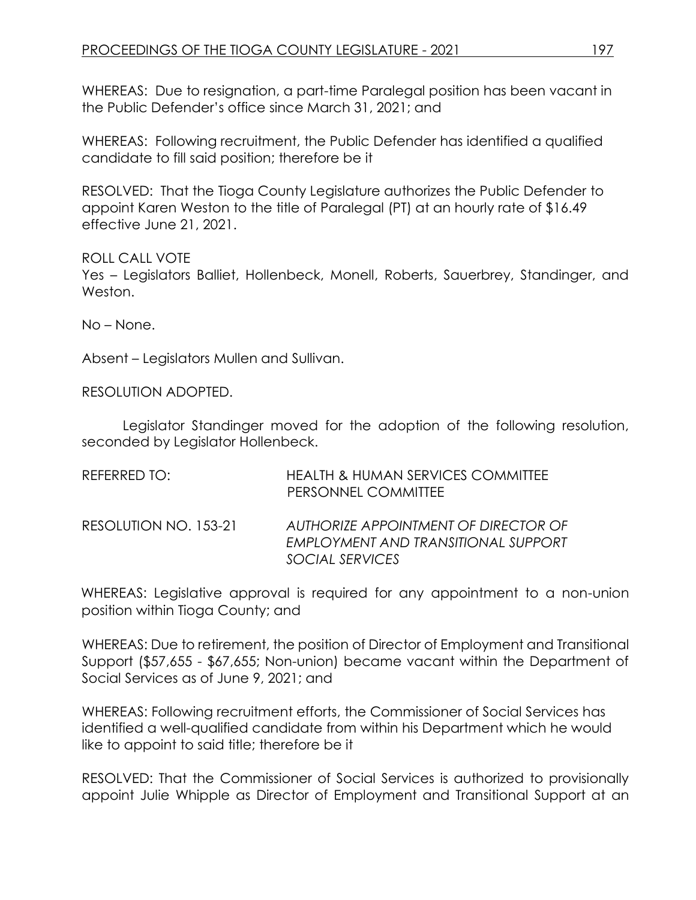WHEREAS: Due to resignation, a part-time Paralegal position has been vacant in the Public Defender's office since March 31, 2021; and

WHEREAS: Following recruitment, the Public Defender has identified a qualified candidate to fill said position; therefore be it

RESOLVED: That the Tioga County Legislature authorizes the Public Defender to appoint Karen Weston to the title of Paralegal (PT) at an hourly rate of $16.49 effective June 21, 2021.

ROLL CALL VOTE
Yes – Legislators Balliet, Hollenbeck, Monell, Roberts, Sauerbrey, Standinger, and Weston.

No – None.

Absent – Legislators Mullen and Sullivan.

RESOLUTION ADOPTED.

Legislator Standinger moved for the adoption of the following resolution, seconded by Legislator Hollenbeck.

REFERRED TO: HEALTH & HUMAN SERVICES COMMITTEE
PERSONNEL COMMITTEE

RESOLUTION NO. 153-21 *AUTHORIZE APPOINTMENT OF DIRECTOR OF EMPLOYMENT AND TRANSITIONAL SUPPORT SOCIAL SERVICES*

WHEREAS: Legislative approval is required for any appointment to a non-union position within Tioga County; and

WHEREAS: Due to retirement, the position of Director of Employment and Transitional Support ($57,655 - $67,655; Non-union) became vacant within the Department of Social Services as of June 9, 2021; and

WHEREAS: Following recruitment efforts, the Commissioner of Social Services has identified a well-qualified candidate from within his Department which he would like to appoint to said title; therefore be it

RESOLVED: That the Commissioner of Social Services is authorized to provisionally appoint Julie Whipple as Director of Employment and Transitional Support at an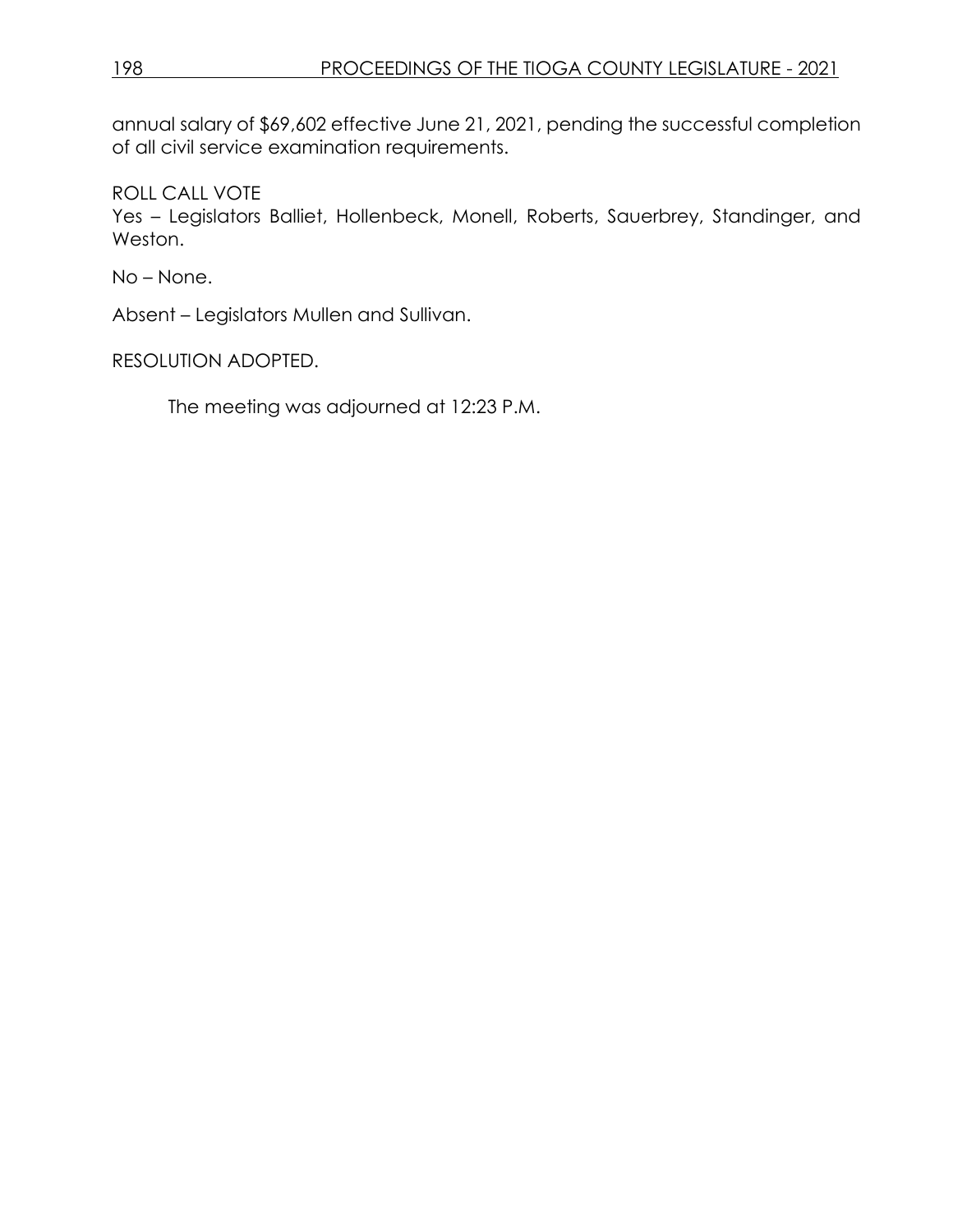annual salary of $69,602 effective June 21, 2021, pending the successful completion of all civil service examination requirements.

ROLL CALL VOTE
Yes – Legislators Balliet, Hollenbeck, Monell, Roberts, Sauerbrey, Standinger, and Weston.

No – None.

Absent – Legislators Mullen and Sullivan.

RESOLUTION ADOPTED.

The meeting was adjourned at 12:23 P.M.